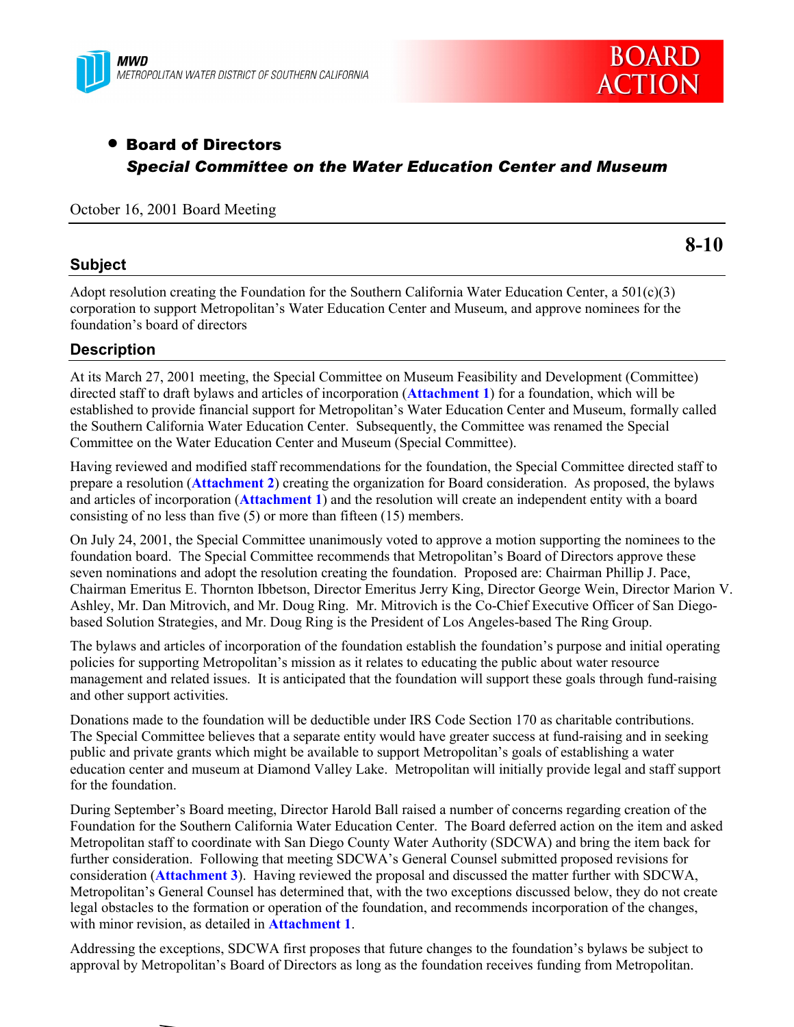MWD
METROPOLITAN WATER DISTRICT OF SOUTHERN CALIFORNIA

**BOARD ACTION**

- **Board of Directors**
  ***Special Committee on the Water Education Center and Museum***

October 16, 2001 Board Meeting

**8-10**

## Subject

Adopt resolution creating the Foundation for the Southern California Water Education Center, a 501(c)(3) corporation to support Metropolitan's Water Education Center and Museum, and approve nominees for the foundation's board of directors

## Description

At its March 27, 2001 meeting, the Special Committee on Museum Feasibility and Development (Committee) directed staff to draft bylaws and articles of incorporation (**Attachment 1**) for a foundation, which will be established to provide financial support for Metropolitan's Water Education Center and Museum, formally called the Southern California Water Education Center. Subsequently, the Committee was renamed the Special Committee on the Water Education Center and Museum (Special Committee).

Having reviewed and modified staff recommendations for the foundation, the Special Committee directed staff to prepare a resolution (**Attachment 2**) creating the organization for Board consideration. As proposed, the bylaws and articles of incorporation (**Attachment 1**) and the resolution will create an independent entity with a board consisting of no less than five (5) or more than fifteen (15) members.

On July 24, 2001, the Special Committee unanimously voted to approve a motion supporting the nominees to the foundation board. The Special Committee recommends that Metropolitan's Board of Directors approve these seven nominations and adopt the resolution creating the foundation. Proposed are: Chairman Phillip J. Pace, Chairman Emeritus E. Thornton Ibbetson, Director Emeritus Jerry King, Director George Wein, Director Marion V. Ashley, Mr. Dan Mitrovich, and Mr. Doug Ring. Mr. Mitrovich is the Co-Chief Executive Officer of San Diego-based Solution Strategies, and Mr. Doug Ring is the President of Los Angeles-based The Ring Group.

The bylaws and articles of incorporation of the foundation establish the foundation's purpose and initial operating policies for supporting Metropolitan's mission as it relates to educating the public about water resource management and related issues. It is anticipated that the foundation will support these goals through fund-raising and other support activities.

Donations made to the foundation will be deductible under IRS Code Section 170 as charitable contributions. The Special Committee believes that a separate entity would have greater success at fund-raising and in seeking public and private grants which might be available to support Metropolitan's goals of establishing a water education center and museum at Diamond Valley Lake. Metropolitan will initially provide legal and staff support for the foundation.

During September's Board meeting, Director Harold Ball raised a number of concerns regarding creation of the Foundation for the Southern California Water Education Center. The Board deferred action on the item and asked Metropolitan staff to coordinate with San Diego County Water Authority (SDCWA) and bring the item back for further consideration. Following that meeting SDCWA's General Counsel submitted proposed revisions for consideration (**Attachment 3**). Having reviewed the proposal and discussed the matter further with SDCWA, Metropolitan's General Counsel has determined that, with the two exceptions discussed below, they do not create legal obstacles to the formation or operation of the foundation, and recommends incorporation of the changes, with minor revision, as detailed in **Attachment 1**.

Addressing the exceptions, SDCWA first proposes that future changes to the foundation's bylaws be subject to approval by Metropolitan's Board of Directors as long as the foundation receives funding from Metropolitan.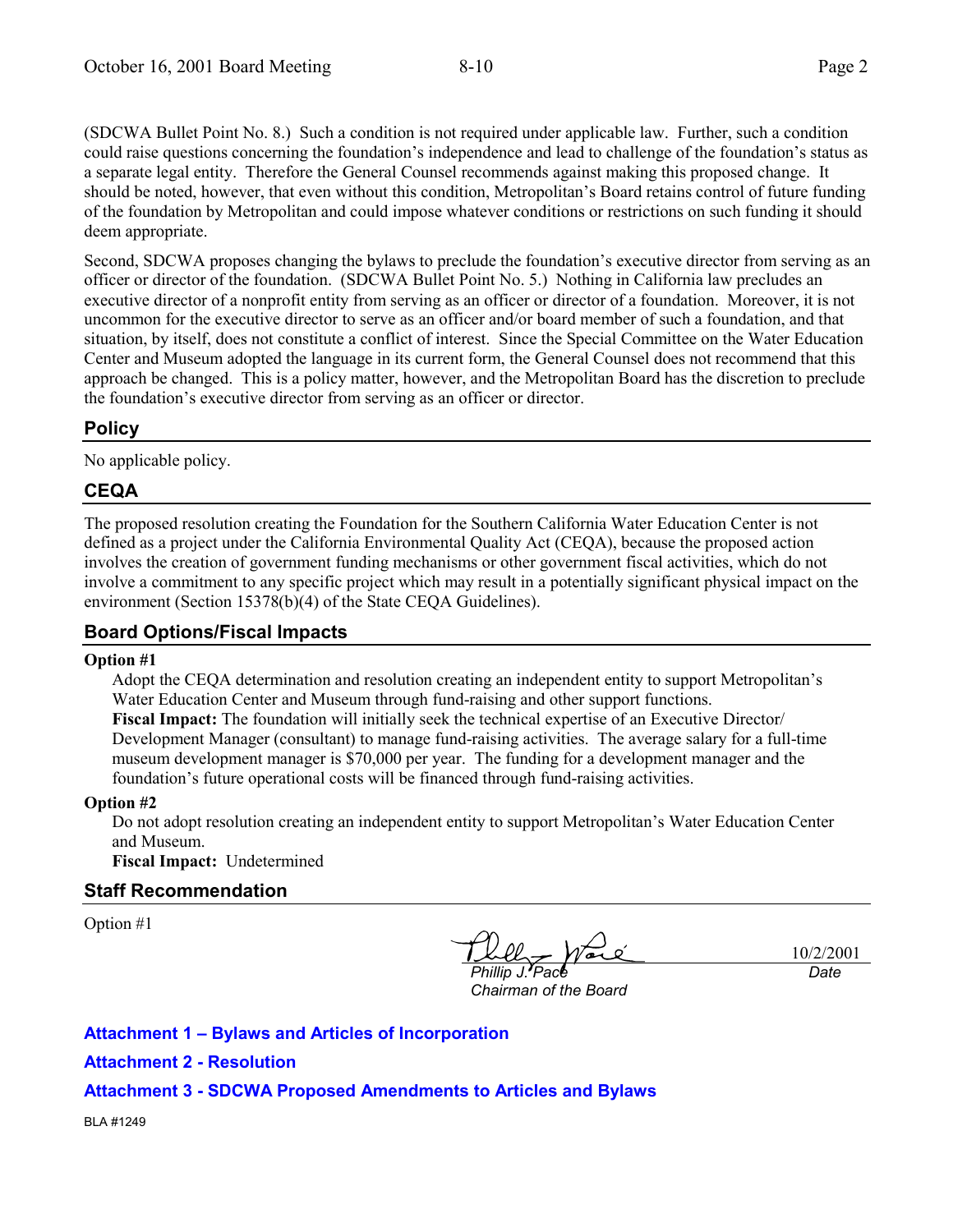(SDCWA Bullet Point No. 8.) Such a condition is not required under applicable law. Further, such a condition could raise questions concerning the foundation's independence and lead to challenge of the foundation's status as a separate legal entity. Therefore the General Counsel recommends against making this proposed change. It should be noted, however, that even without this condition, Metropolitan's Board retains control of future funding of the foundation by Metropolitan and could impose whatever conditions or restrictions on such funding it should deem appropriate.

Second, SDCWA proposes changing the bylaws to preclude the foundation's executive director from serving as an officer or director of the foundation. (SDCWA Bullet Point No. 5.) Nothing in California law precludes an executive director of a nonprofit entity from serving as an officer or director of a foundation. Moreover, it is not uncommon for the executive director to serve as an officer and/or board member of such a foundation, and that situation, by itself, does not constitute a conflict of interest. Since the Special Committee on the Water Education Center and Museum adopted the language in its current form, the General Counsel does not recommend that this approach be changed. This is a policy matter, however, and the Metropolitan Board has the discretion to preclude the foundation's executive director from serving as an officer or director.

## Policy

No applicable policy.

## CEQA

The proposed resolution creating the Foundation for the Southern California Water Education Center is not defined as a project under the California Environmental Quality Act (CEQA), because the proposed action involves the creation of government funding mechanisms or other government fiscal activities, which do not involve a commitment to any specific project which may result in a potentially significant physical impact on the environment (Section 15378(b)(4) of the State CEQA Guidelines).

## Board Options/Fiscal Impacts

**Option #1**

Adopt the CEQA determination and resolution creating an independent entity to support Metropolitan's Water Education Center and Museum through fund-raising and other support functions.
**Fiscal Impact:** The foundation will initially seek the technical expertise of an Executive Director/ Development Manager (consultant) to manage fund-raising activities. The average salary for a full-time museum development manager is $70,000 per year. The funding for a development manager and the foundation's future operational costs will be financed through fund-raising activities.

**Option #2**

Do not adopt resolution creating an independent entity to support Metropolitan's Water Education Center and Museum.
**Fiscal Impact:** Undetermined

## Staff Recommendation

Option #1

*Phillip J. Pace*
*Chairman of the Board*

10/2/2001
*Date*

**Attachment 1 – Bylaws and Articles of Incorporation**

**Attachment 2 - Resolution**

**Attachment 3 - SDCWA Proposed Amendments to Articles and Bylaws**

BLA #1249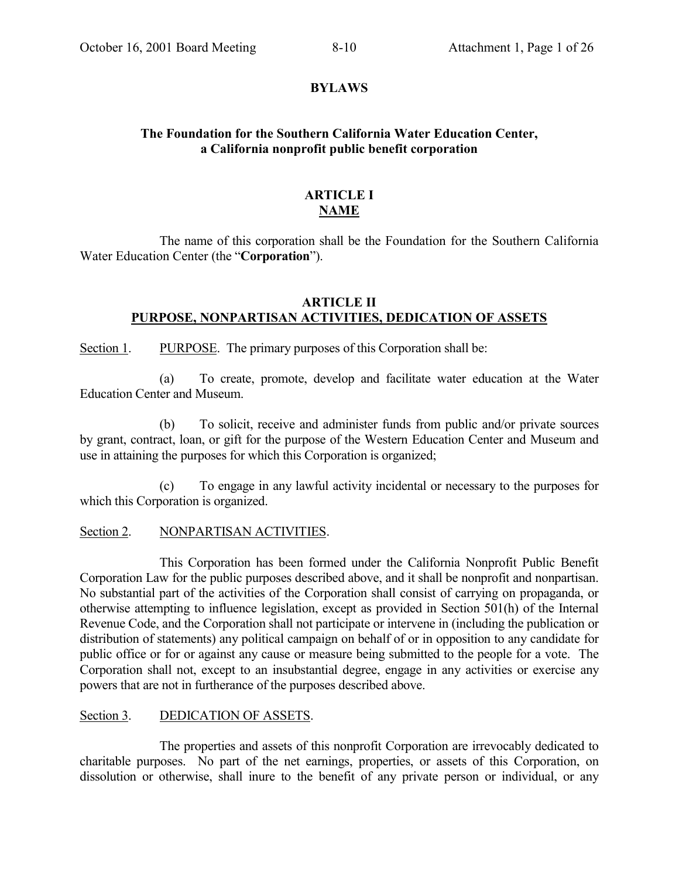**BYLAWS**

**The Foundation for the Southern California Water Education Center, a California nonprofit public benefit corporation**

# ARTICLE I
## NAME

The name of this corporation shall be the Foundation for the Southern California Water Education Center (the "**Corporation**").

# ARTICLE II
## PURPOSE, NONPARTISAN ACTIVITIES, DEDICATION OF ASSETS

Section 1. PURPOSE. The primary purposes of this Corporation shall be:

(a) To create, promote, develop and facilitate water education at the Water Education Center and Museum.

(b) To solicit, receive and administer funds from public and/or private sources by grant, contract, loan, or gift for the purpose of the Western Education Center and Museum and use in attaining the purposes for which this Corporation is organized;

(c) To engage in any lawful activity incidental or necessary to the purposes for which this Corporation is organized.

Section 2. NONPARTISAN ACTIVITIES.

This Corporation has been formed under the California Nonprofit Public Benefit Corporation Law for the public purposes described above, and it shall be nonprofit and nonpartisan. No substantial part of the activities of the Corporation shall consist of carrying on propaganda, or otherwise attempting to influence legislation, except as provided in Section 501(h) of the Internal Revenue Code, and the Corporation shall not participate or intervene in (including the publication or distribution of statements) any political campaign on behalf of or in opposition to any candidate for public office or for or against any cause or measure being submitted to the people for a vote. The Corporation shall not, except to an insubstantial degree, engage in any activities or exercise any powers that are not in furtherance of the purposes described above.

Section 3. DEDICATION OF ASSETS.

The properties and assets of this nonprofit Corporation are irrevocably dedicated to charitable purposes. No part of the net earnings, properties, or assets of this Corporation, on dissolution or otherwise, shall inure to the benefit of any private person or individual, or any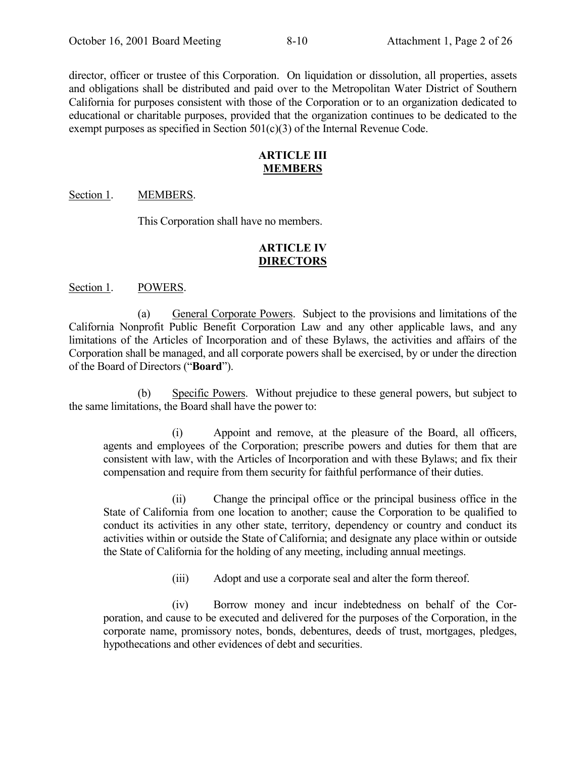director, officer or trustee of this Corporation. On liquidation or dissolution, all properties, assets and obligations shall be distributed and paid over to the Metropolitan Water District of Southern California for purposes consistent with those of the Corporation or to an organization dedicated to educational or charitable purposes, provided that the organization continues to be dedicated to the exempt purposes as specified in Section 501(c)(3) of the Internal Revenue Code.

## ARTICLE III
## MEMBERS

Section 1. MEMBERS.

This Corporation shall have no members.

## ARTICLE IV
## DIRECTORS

Section 1. POWERS.

(a) General Corporate Powers. Subject to the provisions and limitations of the California Nonprofit Public Benefit Corporation Law and any other applicable laws, and any limitations of the Articles of Incorporation and of these Bylaws, the activities and affairs of the Corporation shall be managed, and all corporate powers shall be exercised, by or under the direction of the Board of Directors ("**Board**").

(b) Specific Powers. Without prejudice to these general powers, but subject to the same limitations, the Board shall have the power to:

(i) Appoint and remove, at the pleasure of the Board, all officers, agents and employees of the Corporation; prescribe powers and duties for them that are consistent with law, with the Articles of Incorporation and with these Bylaws; and fix their compensation and require from them security for faithful performance of their duties.

(ii) Change the principal office or the principal business office in the State of California from one location to another; cause the Corporation to be qualified to conduct its activities in any other state, territory, dependency or country and conduct its activities within or outside the State of California; and designate any place within or outside the State of California for the holding of any meeting, including annual meetings.

(iii) Adopt and use a corporate seal and alter the form thereof.

(iv) Borrow money and incur indebtedness on behalf of the Corporation, and cause to be executed and delivered for the purposes of the Corporation, in the corporate name, promissory notes, bonds, debentures, deeds of trust, mortgages, pledges, hypothecations and other evidences of debt and securities.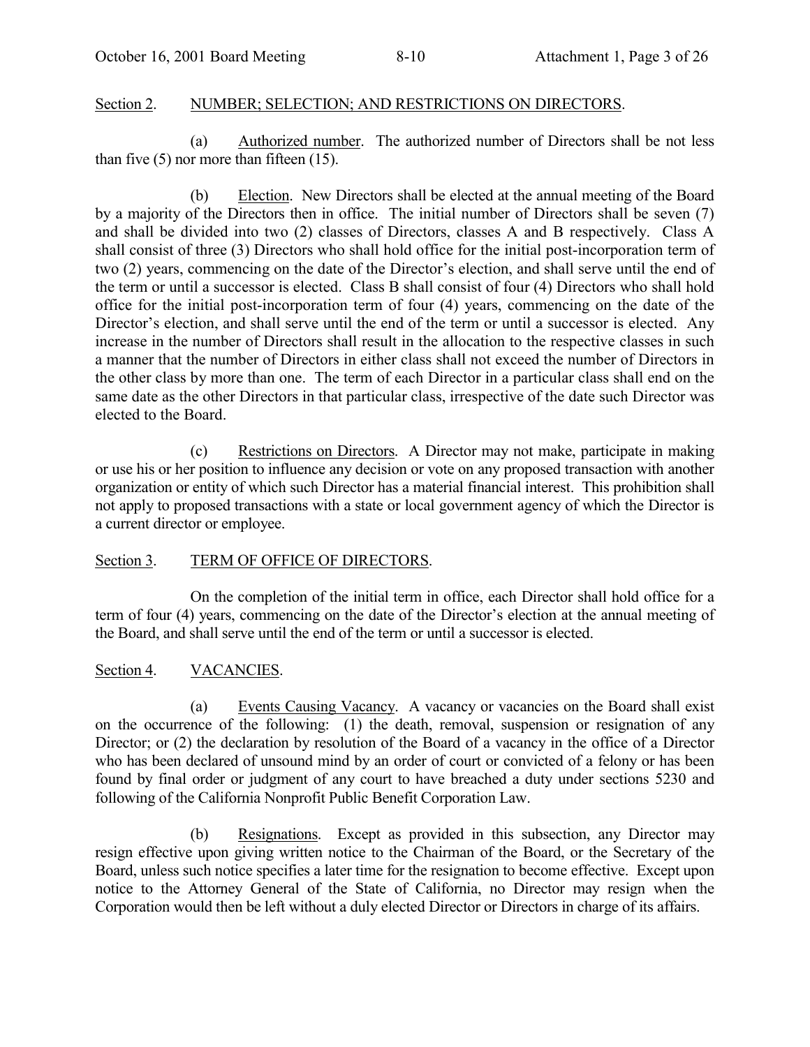Section 2. NUMBER; SELECTION; AND RESTRICTIONS ON DIRECTORS.

(a) Authorized number. The authorized number of Directors shall be not less than five (5) nor more than fifteen (15).

(b) Election. New Directors shall be elected at the annual meeting of the Board by a majority of the Directors then in office. The initial number of Directors shall be seven (7) and shall be divided into two (2) classes of Directors, classes A and B respectively. Class A shall consist of three (3) Directors who shall hold office for the initial post-incorporation term of two (2) years, commencing on the date of the Director's election, and shall serve until the end of the term or until a successor is elected. Class B shall consist of four (4) Directors who shall hold office for the initial post-incorporation term of four (4) years, commencing on the date of the Director's election, and shall serve until the end of the term or until a successor is elected. Any increase in the number of Directors shall result in the allocation to the respective classes in such a manner that the number of Directors in either class shall not exceed the number of Directors in the other class by more than one. The term of each Director in a particular class shall end on the same date as the other Directors in that particular class, irrespective of the date such Director was elected to the Board.

(c) Restrictions on Directors. A Director may not make, participate in making or use his or her position to influence any decision or vote on any proposed transaction with another organization or entity of which such Director has a material financial interest. This prohibition shall not apply to proposed transactions with a state or local government agency of which the Director is a current director or employee.

Section 3. TERM OF OFFICE OF DIRECTORS.

On the completion of the initial term in office, each Director shall hold office for a term of four (4) years, commencing on the date of the Director's election at the annual meeting of the Board, and shall serve until the end of the term or until a successor is elected.

Section 4. VACANCIES.

(a) Events Causing Vacancy. A vacancy or vacancies on the Board shall exist on the occurrence of the following: (1) the death, removal, suspension or resignation of any Director; or (2) the declaration by resolution of the Board of a vacancy in the office of a Director who has been declared of unsound mind by an order of court or convicted of a felony or has been found by final order or judgment of any court to have breached a duty under sections 5230 and following of the California Nonprofit Public Benefit Corporation Law.

(b) Resignations. Except as provided in this subsection, any Director may resign effective upon giving written notice to the Chairman of the Board, or the Secretary of the Board, unless such notice specifies a later time for the resignation to become effective. Except upon notice to the Attorney General of the State of California, no Director may resign when the Corporation would then be left without a duly elected Director or Directors in charge of its affairs.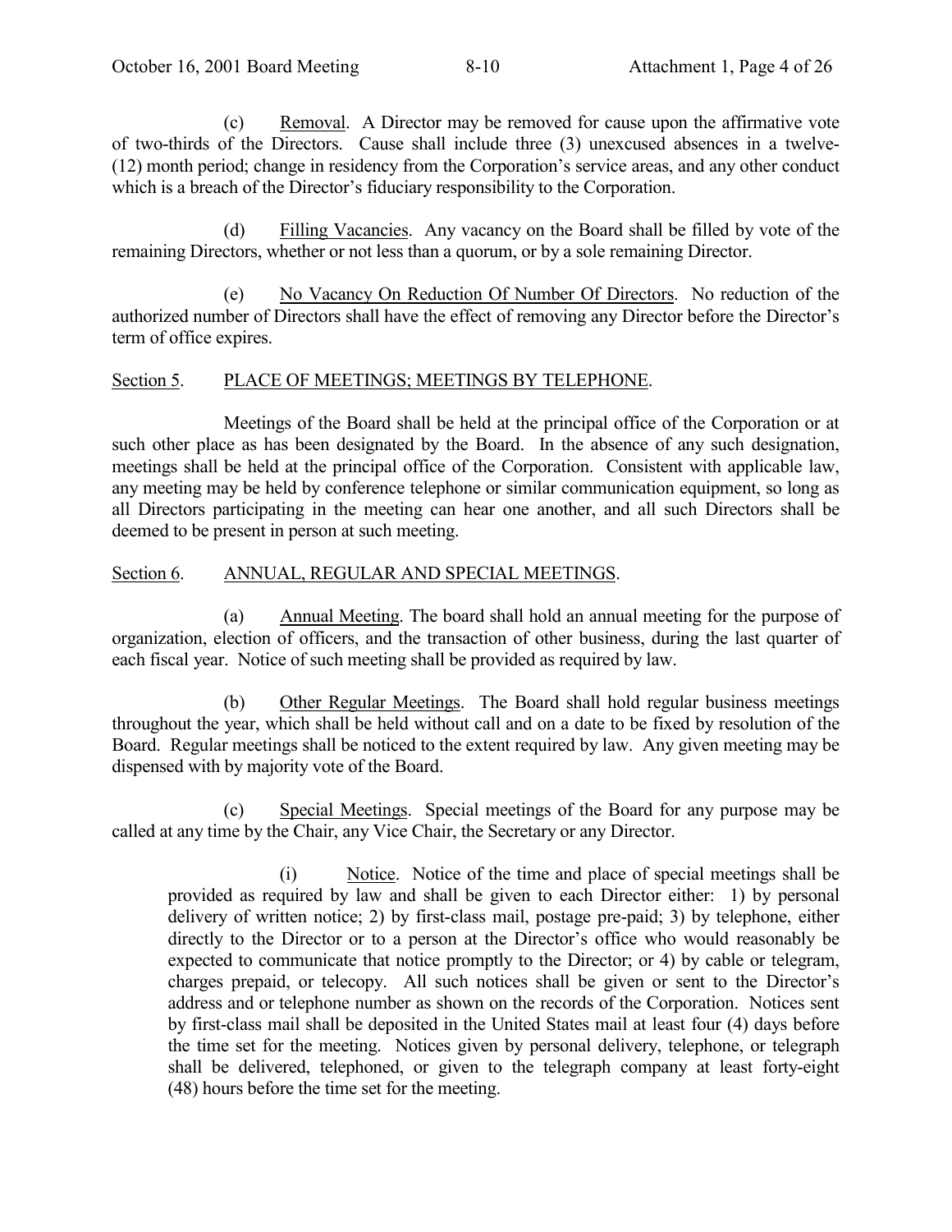(c) Removal. A Director may be removed for cause upon the affirmative vote of two-thirds of the Directors. Cause shall include three (3) unexcused absences in a twelve- (12) month period; change in residency from the Corporation's service areas, and any other conduct which is a breach of the Director's fiduciary responsibility to the Corporation.

(d) Filling Vacancies. Any vacancy on the Board shall be filled by vote of the remaining Directors, whether or not less than a quorum, or by a sole remaining Director.

(e) No Vacancy On Reduction Of Number Of Directors. No reduction of the authorized number of Directors shall have the effect of removing any Director before the Director's term of office expires.

## Section 5. PLACE OF MEETINGS; MEETINGS BY TELEPHONE.

Meetings of the Board shall be held at the principal office of the Corporation or at such other place as has been designated by the Board. In the absence of any such designation, meetings shall be held at the principal office of the Corporation. Consistent with applicable law, any meeting may be held by conference telephone or similar communication equipment, so long as all Directors participating in the meeting can hear one another, and all such Directors shall be deemed to be present in person at such meeting.

## Section 6. ANNUAL, REGULAR AND SPECIAL MEETINGS.

(a) Annual Meeting. The board shall hold an annual meeting for the purpose of organization, election of officers, and the transaction of other business, during the last quarter of each fiscal year. Notice of such meeting shall be provided as required by law.

(b) Other Regular Meetings. The Board shall hold regular business meetings throughout the year, which shall be held without call and on a date to be fixed by resolution of the Board. Regular meetings shall be noticed to the extent required by law. Any given meeting may be dispensed with by majority vote of the Board.

(c) Special Meetings. Special meetings of the Board for any purpose may be called at any time by the Chair, any Vice Chair, the Secretary or any Director.

(i) Notice. Notice of the time and place of special meetings shall be provided as required by law and shall be given to each Director either: 1) by personal delivery of written notice; 2) by first-class mail, postage pre-paid; 3) by telephone, either directly to the Director or to a person at the Director's office who would reasonably be expected to communicate that notice promptly to the Director; or 4) by cable or telegram, charges prepaid, or telecopy. All such notices shall be given or sent to the Director's address and or telephone number as shown on the records of the Corporation. Notices sent by first-class mail shall be deposited in the United States mail at least four (4) days before the time set for the meeting. Notices given by personal delivery, telephone, or telegraph shall be delivered, telephoned, or given to the telegraph company at least forty-eight (48) hours before the time set for the meeting.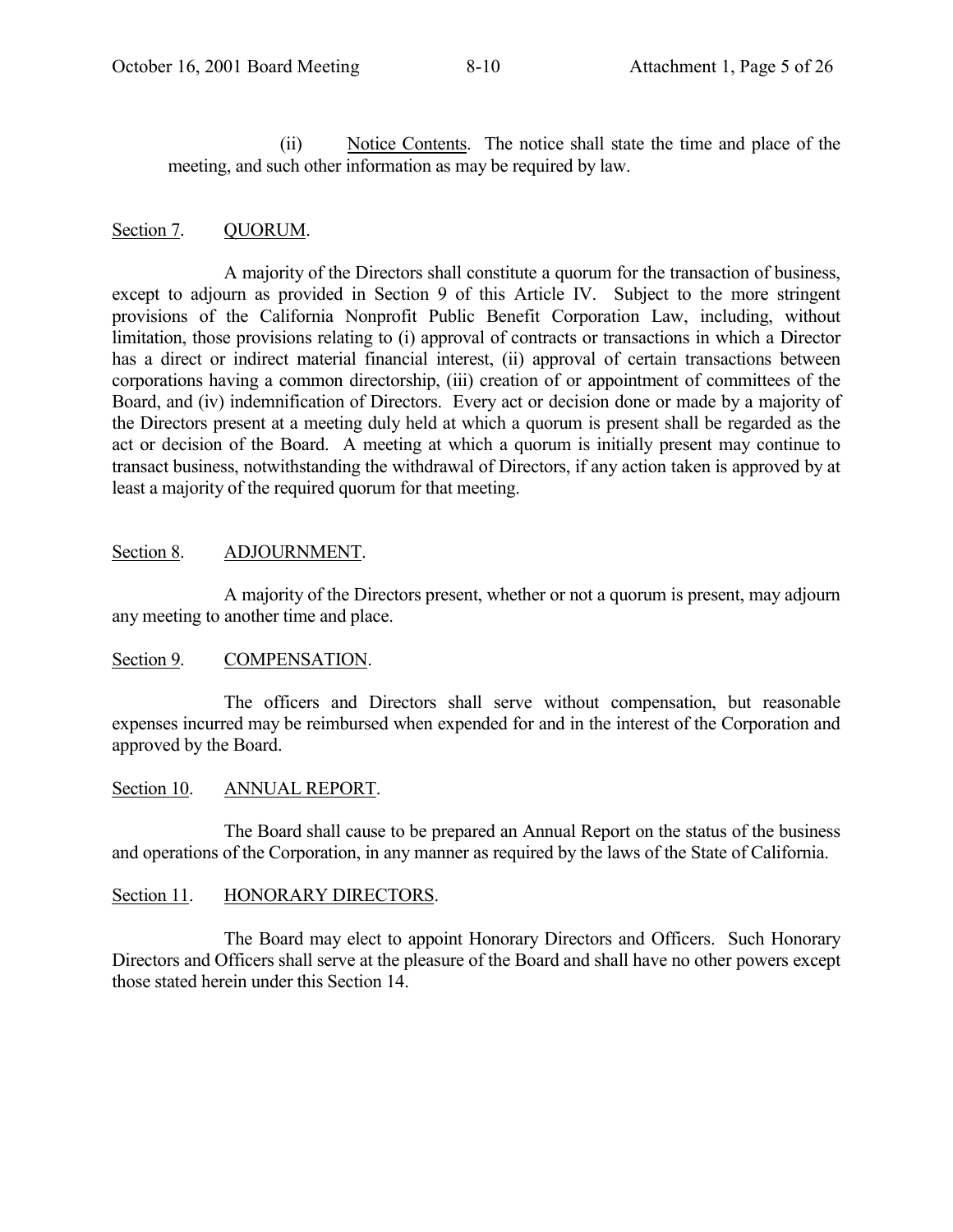(ii) Notice Contents. The notice shall state the time and place of the meeting, and such other information as may be required by law.

Section 7. QUORUM.

A majority of the Directors shall constitute a quorum for the transaction of business, except to adjourn as provided in Section 9 of this Article IV. Subject to the more stringent provisions of the California Nonprofit Public Benefit Corporation Law, including, without limitation, those provisions relating to (i) approval of contracts or transactions in which a Director has a direct or indirect material financial interest, (ii) approval of certain transactions between corporations having a common directorship, (iii) creation of or appointment of committees of the Board, and (iv) indemnification of Directors. Every act or decision done or made by a majority of the Directors present at a meeting duly held at which a quorum is present shall be regarded as the act or decision of the Board. A meeting at which a quorum is initially present may continue to transact business, notwithstanding the withdrawal of Directors, if any action taken is approved by at least a majority of the required quorum for that meeting.

Section 8. ADJOURNMENT.

A majority of the Directors present, whether or not a quorum is present, may adjourn any meeting to another time and place.

Section 9. COMPENSATION.

The officers and Directors shall serve without compensation, but reasonable expenses incurred may be reimbursed when expended for and in the interest of the Corporation and approved by the Board.

Section 10. ANNUAL REPORT.

The Board shall cause to be prepared an Annual Report on the status of the business and operations of the Corporation, in any manner as required by the laws of the State of California.

Section 11. HONORARY DIRECTORS.

The Board may elect to appoint Honorary Directors and Officers. Such Honorary Directors and Officers shall serve at the pleasure of the Board and shall have no other powers except those stated herein under this Section 14.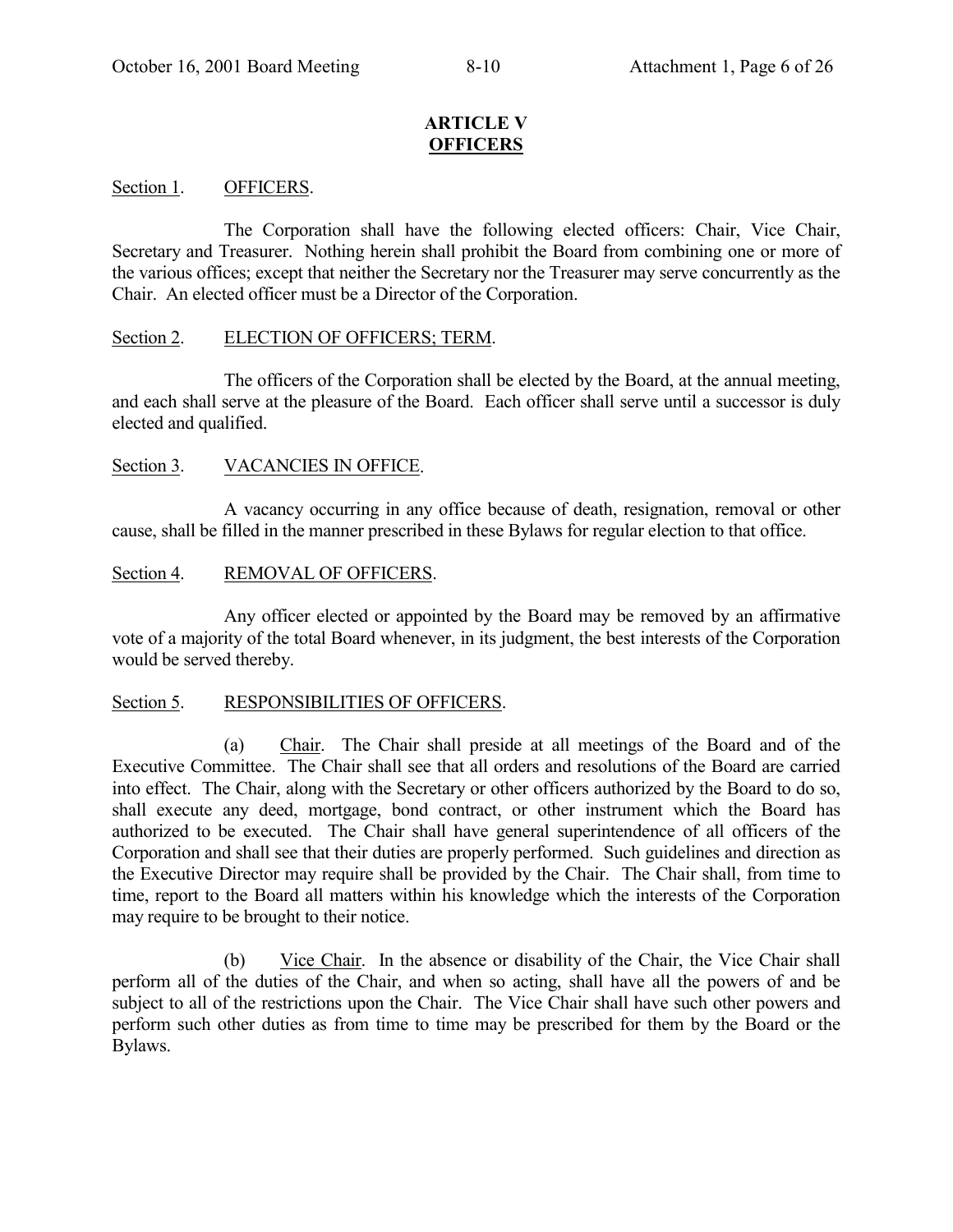# ARTICLE V
## OFFICERS

Section 1. OFFICERS.

The Corporation shall have the following elected officers: Chair, Vice Chair, Secretary and Treasurer. Nothing herein shall prohibit the Board from combining one or more of the various offices; except that neither the Secretary nor the Treasurer may serve concurrently as the Chair. An elected officer must be a Director of the Corporation.

Section 2. ELECTION OF OFFICERS; TERM.

The officers of the Corporation shall be elected by the Board, at the annual meeting, and each shall serve at the pleasure of the Board. Each officer shall serve until a successor is duly elected and qualified.

Section 3. VACANCIES IN OFFICE.

A vacancy occurring in any office because of death, resignation, removal or other cause, shall be filled in the manner prescribed in these Bylaws for regular election to that office.

Section 4. REMOVAL OF OFFICERS.

Any officer elected or appointed by the Board may be removed by an affirmative vote of a majority of the total Board whenever, in its judgment, the best interests of the Corporation would be served thereby.

Section 5. RESPONSIBILITIES OF OFFICERS.

(a) Chair. The Chair shall preside at all meetings of the Board and of the Executive Committee. The Chair shall see that all orders and resolutions of the Board are carried into effect. The Chair, along with the Secretary or other officers authorized by the Board to do so, shall execute any deed, mortgage, bond contract, or other instrument which the Board has authorized to be executed. The Chair shall have general superintendence of all officers of the Corporation and shall see that their duties are properly performed. Such guidelines and direction as the Executive Director may require shall be provided by the Chair. The Chair shall, from time to time, report to the Board all matters within his knowledge which the interests of the Corporation may require to be brought to their notice.

(b) Vice Chair. In the absence or disability of the Chair, the Vice Chair shall perform all of the duties of the Chair, and when so acting, shall have all the powers of and be subject to all of the restrictions upon the Chair. The Vice Chair shall have such other powers and perform such other duties as from time to time may be prescribed for them by the Board or the Bylaws.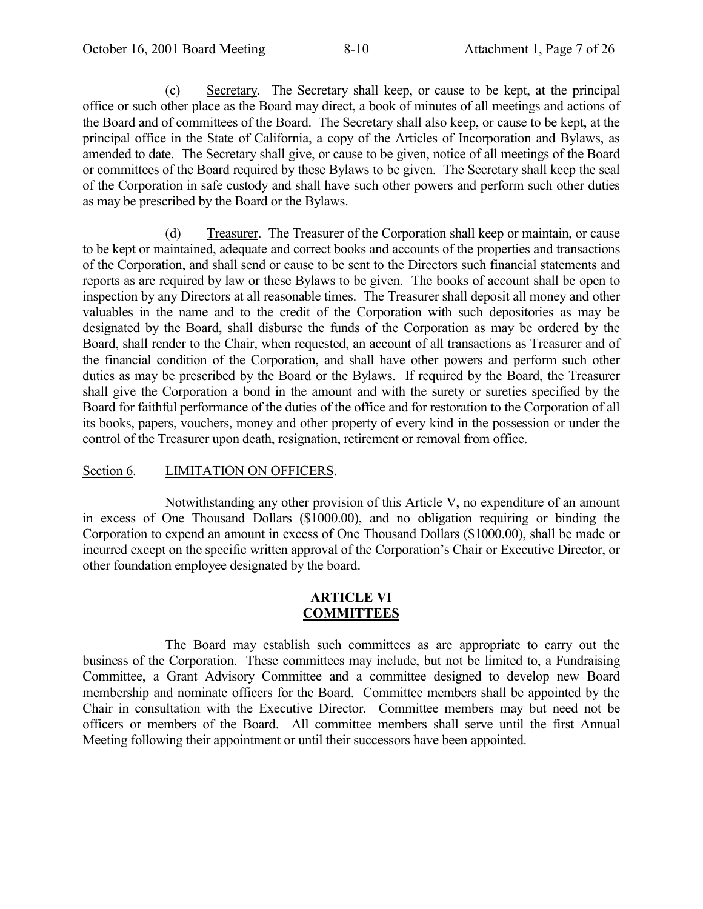(c) Secretary. The Secretary shall keep, or cause to be kept, at the principal office or such other place as the Board may direct, a book of minutes of all meetings and actions of the Board and of committees of the Board. The Secretary shall also keep, or cause to be kept, at the principal office in the State of California, a copy of the Articles of Incorporation and Bylaws, as amended to date. The Secretary shall give, or cause to be given, notice of all meetings of the Board or committees of the Board required by these Bylaws to be given. The Secretary shall keep the seal of the Corporation in safe custody and shall have such other powers and perform such other duties as may be prescribed by the Board or the Bylaws.

(d) Treasurer. The Treasurer of the Corporation shall keep or maintain, or cause to be kept or maintained, adequate and correct books and accounts of the properties and transactions of the Corporation, and shall send or cause to be sent to the Directors such financial statements and reports as are required by law or these Bylaws to be given. The books of account shall be open to inspection by any Directors at all reasonable times. The Treasurer shall deposit all money and other valuables in the name and to the credit of the Corporation with such depositories as may be designated by the Board, shall disburse the funds of the Corporation as may be ordered by the Board, shall render to the Chair, when requested, an account of all transactions as Treasurer and of the financial condition of the Corporation, and shall have other powers and perform such other duties as may be prescribed by the Board or the Bylaws. If required by the Board, the Treasurer shall give the Corporation a bond in the amount and with the surety or sureties specified by the Board for faithful performance of the duties of the office and for restoration to the Corporation of all its books, papers, vouchers, money and other property of every kind in the possession or under the control of the Treasurer upon death, resignation, retirement or removal from office.

Section 6. LIMITATION ON OFFICERS.

Notwithstanding any other provision of this Article V, no expenditure of an amount in excess of One Thousand Dollars ($1000.00), and no obligation requiring or binding the Corporation to expend an amount in excess of One Thousand Dollars ($1000.00), shall be made or incurred except on the specific written approval of the Corporation's Chair or Executive Director, or other foundation employee designated by the board.

## ARTICLE VI
## COMMITTEES

The Board may establish such committees as are appropriate to carry out the business of the Corporation. These committees may include, but not be limited to, a Fundraising Committee, a Grant Advisory Committee and a committee designed to develop new Board membership and nominate officers for the Board. Committee members shall be appointed by the Chair in consultation with the Executive Director. Committee members may but need not be officers or members of the Board. All committee members shall serve until the first Annual Meeting following their appointment or until their successors have been appointed.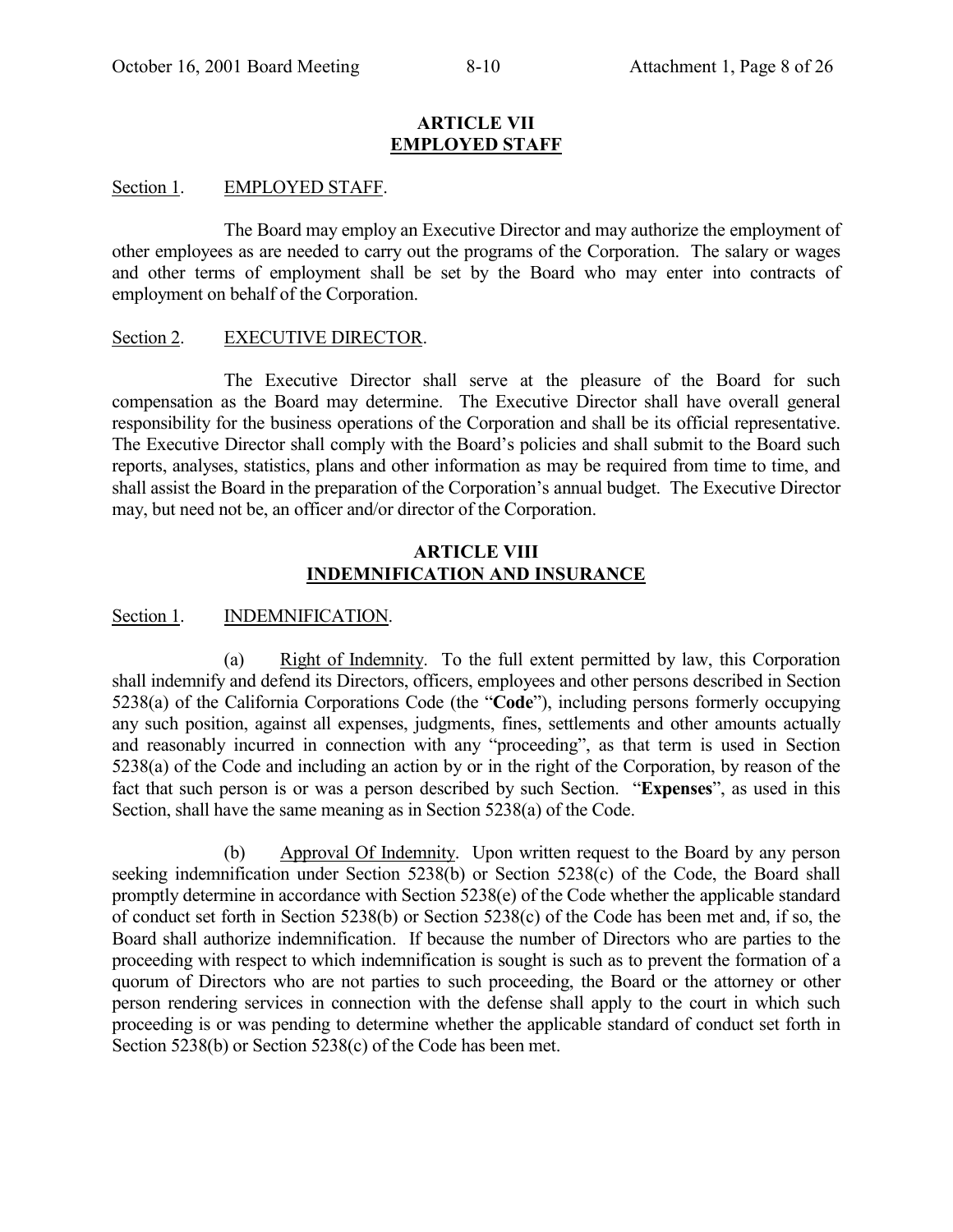## ARTICLE VII
## EMPLOYED STAFF

Section 1. EMPLOYED STAFF.

The Board may employ an Executive Director and may authorize the employment of other employees as are needed to carry out the programs of the Corporation. The salary or wages and other terms of employment shall be set by the Board who may enter into contracts of employment on behalf of the Corporation.

Section 2. EXECUTIVE DIRECTOR.

The Executive Director shall serve at the pleasure of the Board for such compensation as the Board may determine. The Executive Director shall have overall general responsibility for the business operations of the Corporation and shall be its official representative. The Executive Director shall comply with the Board's policies and shall submit to the Board such reports, analyses, statistics, plans and other information as may be required from time to time, and shall assist the Board in the preparation of the Corporation's annual budget. The Executive Director may, but need not be, an officer and/or director of the Corporation.

## ARTICLE VIII
## INDEMNIFICATION AND INSURANCE

Section 1. INDEMNIFICATION.

(a) Right of Indemnity. To the full extent permitted by law, this Corporation shall indemnify and defend its Directors, officers, employees and other persons described in Section 5238(a) of the California Corporations Code (the "**Code**"), including persons formerly occupying any such position, against all expenses, judgments, fines, settlements and other amounts actually and reasonably incurred in connection with any "proceeding", as that term is used in Section 5238(a) of the Code and including an action by or in the right of the Corporation, by reason of the fact that such person is or was a person described by such Section. "**Expenses**", as used in this Section, shall have the same meaning as in Section 5238(a) of the Code.

(b) Approval Of Indemnity. Upon written request to the Board by any person seeking indemnification under Section 5238(b) or Section 5238(c) of the Code, the Board shall promptly determine in accordance with Section 5238(e) of the Code whether the applicable standard of conduct set forth in Section 5238(b) or Section 5238(c) of the Code has been met and, if so, the Board shall authorize indemnification. If because the number of Directors who are parties to the proceeding with respect to which indemnification is sought is such as to prevent the formation of a quorum of Directors who are not parties to such proceeding, the Board or the attorney or other person rendering services in connection with the defense shall apply to the court in which such proceeding is or was pending to determine whether the applicable standard of conduct set forth in Section 5238(b) or Section 5238(c) of the Code has been met.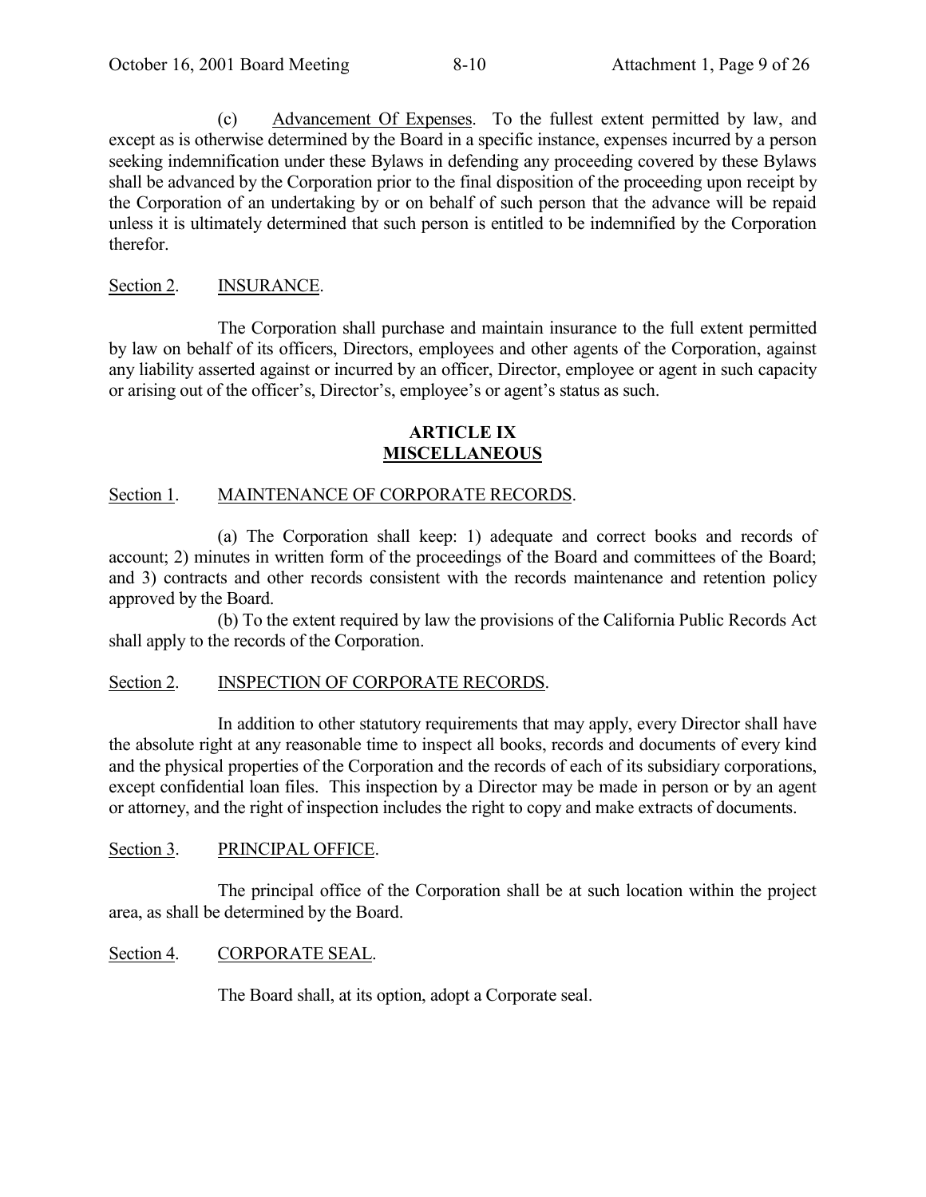(c) Advancement Of Expenses. To the fullest extent permitted by law, and except as is otherwise determined by the Board in a specific instance, expenses incurred by a person seeking indemnification under these Bylaws in defending any proceeding covered by these Bylaws shall be advanced by the Corporation prior to the final disposition of the proceeding upon receipt by the Corporation of an undertaking by or on behalf of such person that the advance will be repaid unless it is ultimately determined that such person is entitled to be indemnified by the Corporation therefor.

Section 2. INSURANCE.

The Corporation shall purchase and maintain insurance to the full extent permitted by law on behalf of its officers, Directors, employees and other agents of the Corporation, against any liability asserted against or incurred by an officer, Director, employee or agent in such capacity or arising out of the officer's, Director's, employee's or agent's status as such.

## ARTICLE IX
## MISCELLANEOUS

Section 1. MAINTENANCE OF CORPORATE RECORDS.

(a) The Corporation shall keep: 1) adequate and correct books and records of account; 2) minutes in written form of the proceedings of the Board and committees of the Board; and 3) contracts and other records consistent with the records maintenance and retention policy approved by the Board.

(b) To the extent required by law the provisions of the California Public Records Act shall apply to the records of the Corporation.

Section 2. INSPECTION OF CORPORATE RECORDS.

In addition to other statutory requirements that may apply, every Director shall have the absolute right at any reasonable time to inspect all books, records and documents of every kind and the physical properties of the Corporation and the records of each of its subsidiary corporations, except confidential loan files. This inspection by a Director may be made in person or by an agent or attorney, and the right of inspection includes the right to copy and make extracts of documents.

Section 3. PRINCIPAL OFFICE.

The principal office of the Corporation shall be at such location within the project area, as shall be determined by the Board.

Section 4. CORPORATE SEAL.

The Board shall, at its option, adopt a Corporate seal.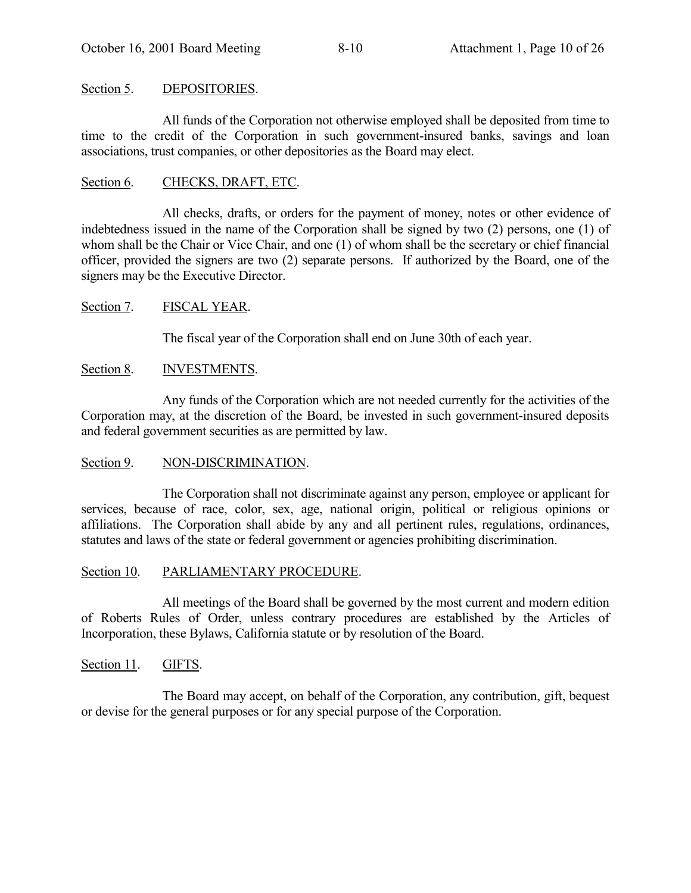Section 5. DEPOSITORIES.

All funds of the Corporation not otherwise employed shall be deposited from time to time to the credit of the Corporation in such government-insured banks, savings and loan associations, trust companies, or other depositories as the Board may elect.

Section 6. CHECKS, DRAFT, ETC.

All checks, drafts, or orders for the payment of money, notes or other evidence of indebtedness issued in the name of the Corporation shall be signed by two (2) persons, one (1) of whom shall be the Chair or Vice Chair, and one (1) of whom shall be the secretary or chief financial officer, provided the signers are two (2) separate persons. If authorized by the Board, one of the signers may be the Executive Director.

Section 7. FISCAL YEAR.

The fiscal year of the Corporation shall end on June 30th of each year.

Section 8. INVESTMENTS.

Any funds of the Corporation which are not needed currently for the activities of the Corporation may, at the discretion of the Board, be invested in such government-insured deposits and federal government securities as are permitted by law.

Section 9. NON-DISCRIMINATION.

The Corporation shall not discriminate against any person, employee or applicant for services, because of race, color, sex, age, national origin, political or religious opinions or affiliations. The Corporation shall abide by any and all pertinent rules, regulations, ordinances, statutes and laws of the state or federal government or agencies prohibiting discrimination.

Section 10. PARLIAMENTARY PROCEDURE.

All meetings of the Board shall be governed by the most current and modern edition of Roberts Rules of Order, unless contrary procedures are established by the Articles of Incorporation, these Bylaws, California statute or by resolution of the Board.

Section 11. GIFTS.

The Board may accept, on behalf of the Corporation, any contribution, gift, bequest or devise for the general purposes or for any special purpose of the Corporation.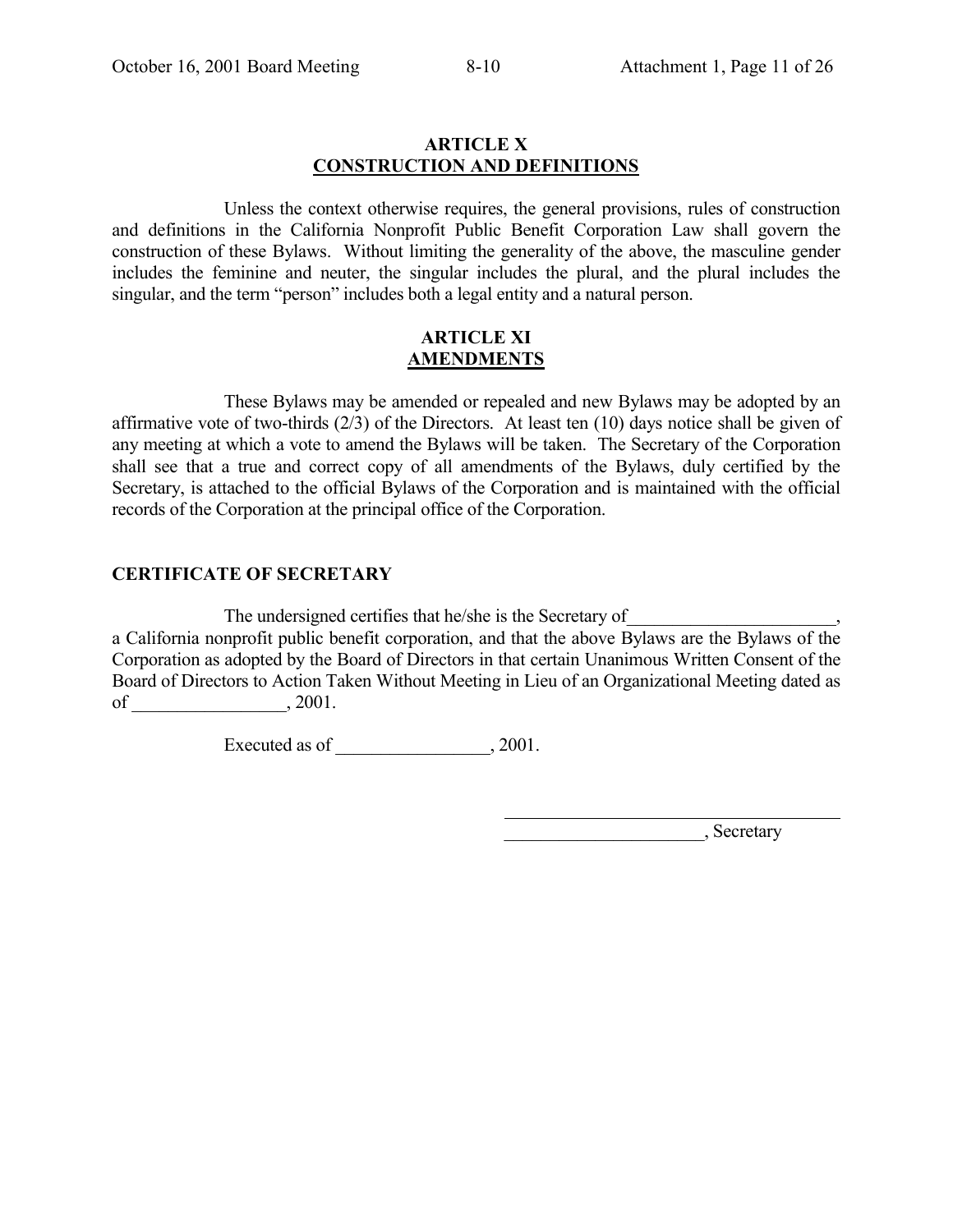## ARTICLE X
## CONSTRUCTION AND DEFINITIONS

Unless the context otherwise requires, the general provisions, rules of construction and definitions in the California Nonprofit Public Benefit Corporation Law shall govern the construction of these Bylaws. Without limiting the generality of the above, the masculine gender includes the feminine and neuter, the singular includes the plural, and the plural includes the singular, and the term "person" includes both a legal entity and a natural person.

## ARTICLE XI
## AMENDMENTS

These Bylaws may be amended or repealed and new Bylaws may be adopted by an affirmative vote of two-thirds (2/3) of the Directors. At least ten (10) days notice shall be given of any meeting at which a vote to amend the Bylaws will be taken. The Secretary of the Corporation shall see that a true and correct copy of all amendments of the Bylaws, duly certified by the Secretary, is attached to the official Bylaws of the Corporation and is maintained with the official records of the Corporation at the principal office of the Corporation.

**CERTIFICATE OF SECRETARY**

The undersigned certifies that he/she is the Secretary of_______________________, a California nonprofit public benefit corporation, and that the above Bylaws are the Bylaws of the Corporation as adopted by the Board of Directors in that certain Unanimous Written Consent of the Board of Directors to Action Taken Without Meeting in Lieu of an Organizational Meeting dated as of _________________, 2001.

Executed as of _________________, 2001.

_______________________________________

______________________, Secretary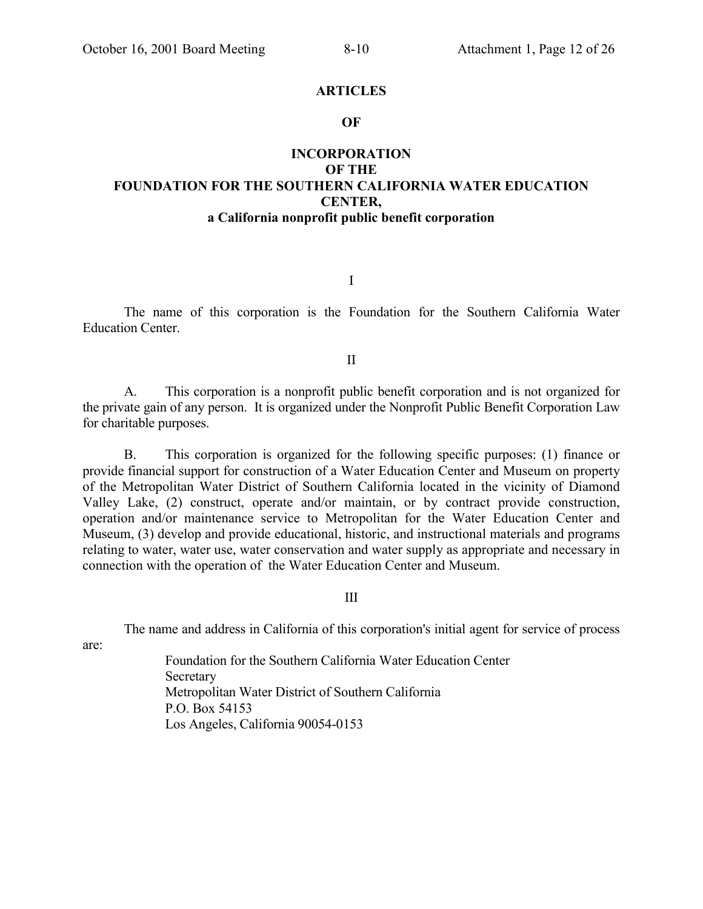# ARTICLES

# OF

# INCORPORATION
# OF THE
# FOUNDATION FOR THE SOUTHERN CALIFORNIA WATER EDUCATION CENTER,

**a California nonprofit public benefit corporation**

I

The name of this corporation is the Foundation for the Southern California Water Education Center.

II

A. This corporation is a nonprofit public benefit corporation and is not organized for the private gain of any person. It is organized under the Nonprofit Public Benefit Corporation Law for charitable purposes.

B. This corporation is organized for the following specific purposes: (1) finance or provide financial support for construction of a Water Education Center and Museum on property of the Metropolitan Water District of Southern California located in the vicinity of Diamond Valley Lake, (2) construct, operate and/or maintain, or by contract provide construction, operation and/or maintenance service to Metropolitan for the Water Education Center and Museum, (3) develop and provide educational, historic, and instructional materials and programs relating to water, water use, water conservation and water supply as appropriate and necessary in connection with the operation of the Water Education Center and Museum.

III

The name and address in California of this corporation's initial agent for service of process are:

Foundation for the Southern California Water Education Center
Secretary
Metropolitan Water District of Southern California
P.O. Box 54153
Los Angeles, California 90054-0153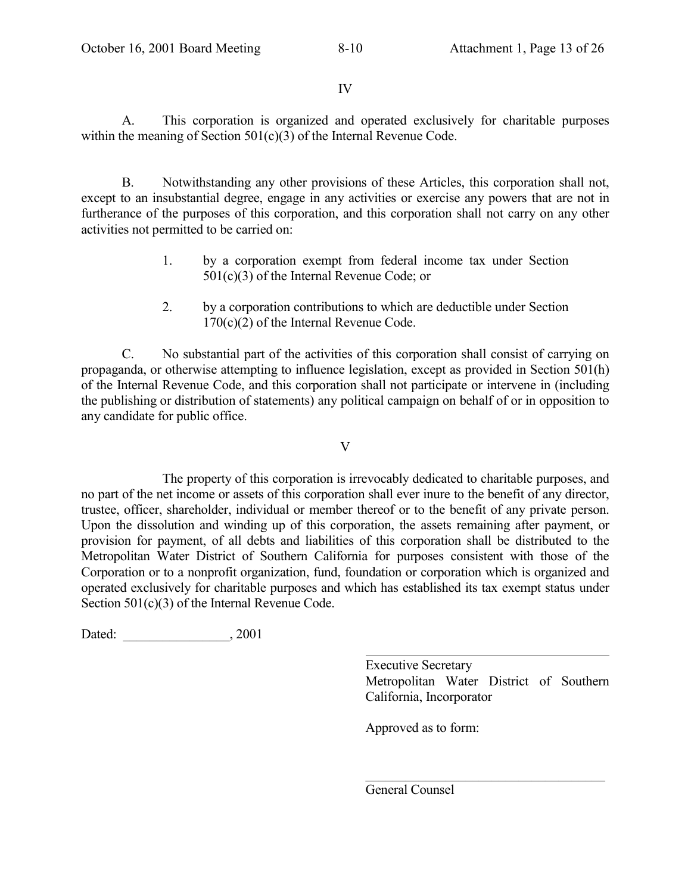IV

A. This corporation is organized and operated exclusively for charitable purposes within the meaning of Section 501(c)(3) of the Internal Revenue Code.

B. Notwithstanding any other provisions of these Articles, this corporation shall not, except to an insubstantial degree, engage in any activities or exercise any powers that are not in furtherance of the purposes of this corporation, and this corporation shall not carry on any other activities not permitted to be carried on:

1. by a corporation exempt from federal income tax under Section 501(c)(3) of the Internal Revenue Code; or

2. by a corporation contributions to which are deductible under Section 170(c)(2) of the Internal Revenue Code.

C. No substantial part of the activities of this corporation shall consist of carrying on propaganda, or otherwise attempting to influence legislation, except as provided in Section 501(h) of the Internal Revenue Code, and this corporation shall not participate or intervene in (including the publishing or distribution of statements) any political campaign on behalf of or in opposition to any candidate for public office.

V

The property of this corporation is irrevocably dedicated to charitable purposes, and no part of the net income or assets of this corporation shall ever inure to the benefit of any director, trustee, officer, shareholder, individual or member thereof or to the benefit of any private person. Upon the dissolution and winding up of this corporation, the assets remaining after payment, or provision for payment, of all debts and liabilities of this corporation shall be distributed to the Metropolitan Water District of Southern California for purposes consistent with those of the Corporation or to a nonprofit organization, fund, foundation or corporation which is organized and operated exclusively for charitable purposes and which has established its tax exempt status under Section 501(c)(3) of the Internal Revenue Code.

Dated: ________________, 2001

______________________________________
Executive Secretary
Metropolitan Water District of Southern California, Incorporator

Approved as to form:

______________________________________
General Counsel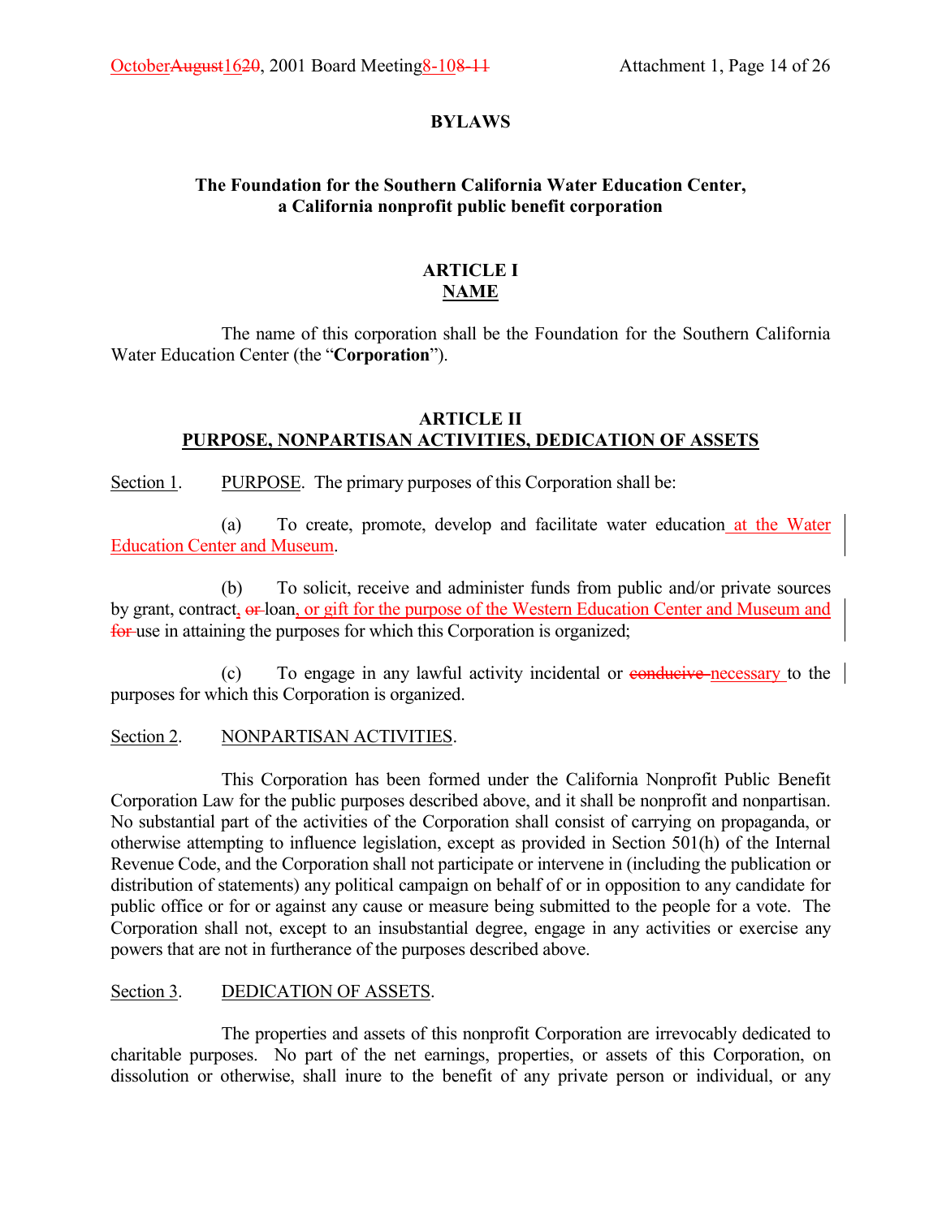**BYLAWS**

**The Foundation for the Southern California Water Education Center,**
**a California nonprofit public benefit corporation**

**ARTICLE I**
**NAME**

The name of this corporation shall be the Foundation for the Southern California Water Education Center (the "**Corporation**").

**ARTICLE II**
**PURPOSE, NONPARTISAN ACTIVITIES, DEDICATION OF ASSETS**

Section 1. PURPOSE. The primary purposes of this Corporation shall be:

(a) To create, promote, develop and facilitate water education at the Water Education Center and Museum.

(b) To solicit, receive and administer funds from public and/or private sources by grant, contract, ~~or~~ loan, or gift for the purpose of the Western Education Center and Museum and ~~for~~ use in attaining the purposes for which this Corporation is organized;

(c) To engage in any lawful activity incidental or ~~conducive~~ necessary to the purposes for which this Corporation is organized.

Section 2. NONPARTISAN ACTIVITIES.

This Corporation has been formed under the California Nonprofit Public Benefit Corporation Law for the public purposes described above, and it shall be nonprofit and nonpartisan. No substantial part of the activities of the Corporation shall consist of carrying on propaganda, or otherwise attempting to influence legislation, except as provided in Section 501(h) of the Internal Revenue Code, and the Corporation shall not participate or intervene in (including the publication or distribution of statements) any political campaign on behalf of or in opposition to any candidate for public office or for or against any cause or measure being submitted to the people for a vote. The Corporation shall not, except to an insubstantial degree, engage in any activities or exercise any powers that are not in furtherance of the purposes described above.

Section 3. DEDICATION OF ASSETS.

The properties and assets of this nonprofit Corporation are irrevocably dedicated to charitable purposes. No part of the net earnings, properties, or assets of this Corporation, on dissolution or otherwise, shall inure to the benefit of any private person or individual, or any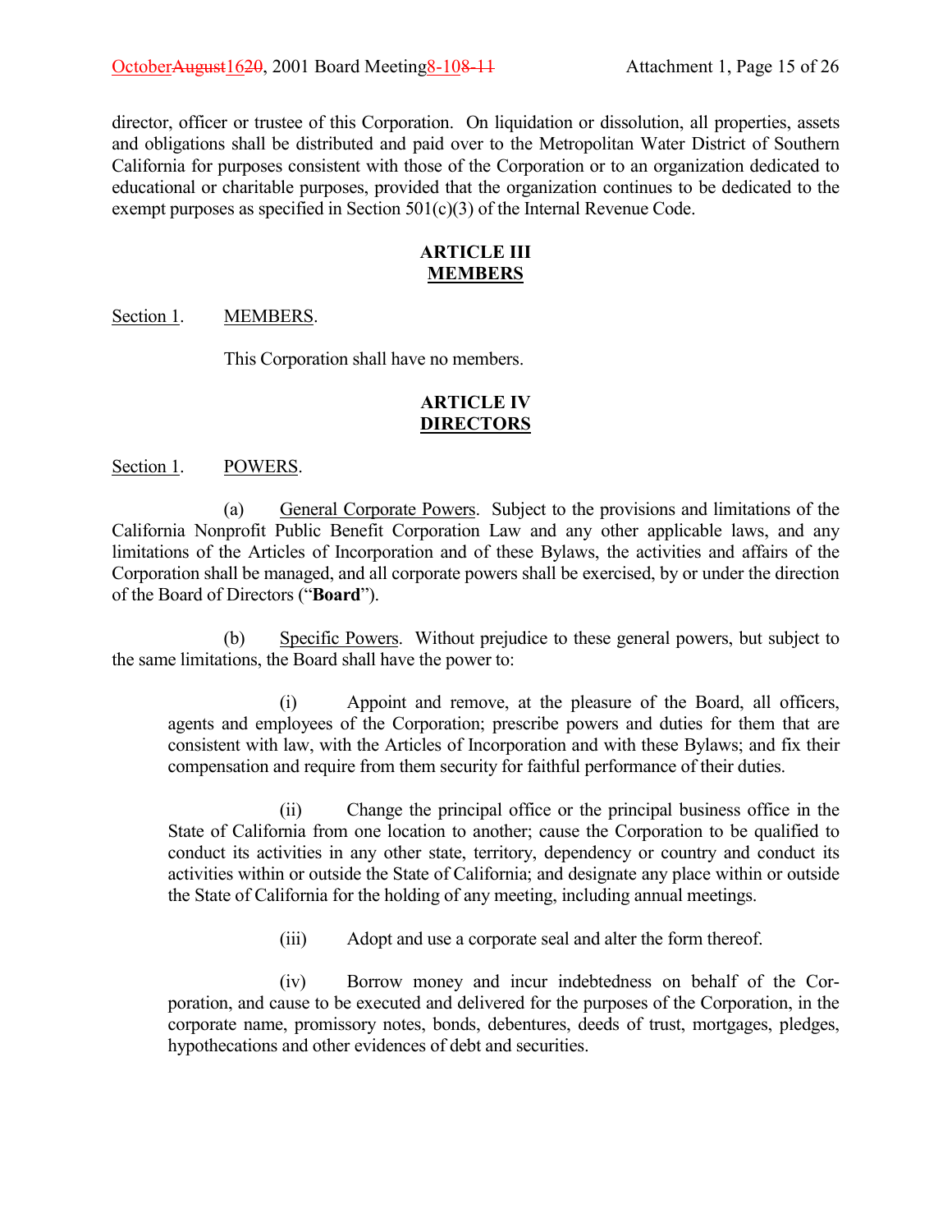director, officer or trustee of this Corporation. On liquidation or dissolution, all properties, assets and obligations shall be distributed and paid over to the Metropolitan Water District of Southern California for purposes consistent with those of the Corporation or to an organization dedicated to educational or charitable purposes, provided that the organization continues to be dedicated to the exempt purposes as specified in Section 501(c)(3) of the Internal Revenue Code.

## ARTICLE III
## MEMBERS

Section 1. MEMBERS.

This Corporation shall have no members.

## ARTICLE IV
## DIRECTORS

Section 1. POWERS.

(a) General Corporate Powers. Subject to the provisions and limitations of the California Nonprofit Public Benefit Corporation Law and any other applicable laws, and any limitations of the Articles of Incorporation and of these Bylaws, the activities and affairs of the Corporation shall be managed, and all corporate powers shall be exercised, by or under the direction of the Board of Directors ("**Board**").

(b) Specific Powers. Without prejudice to these general powers, but subject to the same limitations, the Board shall have the power to:

(i) Appoint and remove, at the pleasure of the Board, all officers, agents and employees of the Corporation; prescribe powers and duties for them that are consistent with law, with the Articles of Incorporation and with these Bylaws; and fix their compensation and require from them security for faithful performance of their duties.

(ii) Change the principal office or the principal business office in the State of California from one location to another; cause the Corporation to be qualified to conduct its activities in any other state, territory, dependency or country and conduct its activities within or outside the State of California; and designate any place within or outside the State of California for the holding of any meeting, including annual meetings.

(iii) Adopt and use a corporate seal and alter the form thereof.

(iv) Borrow money and incur indebtedness on behalf of the Corporation, and cause to be executed and delivered for the purposes of the Corporation, in the corporate name, promissory notes, bonds, debentures, deeds of trust, mortgages, pledges, hypothecations and other evidences of debt and securities.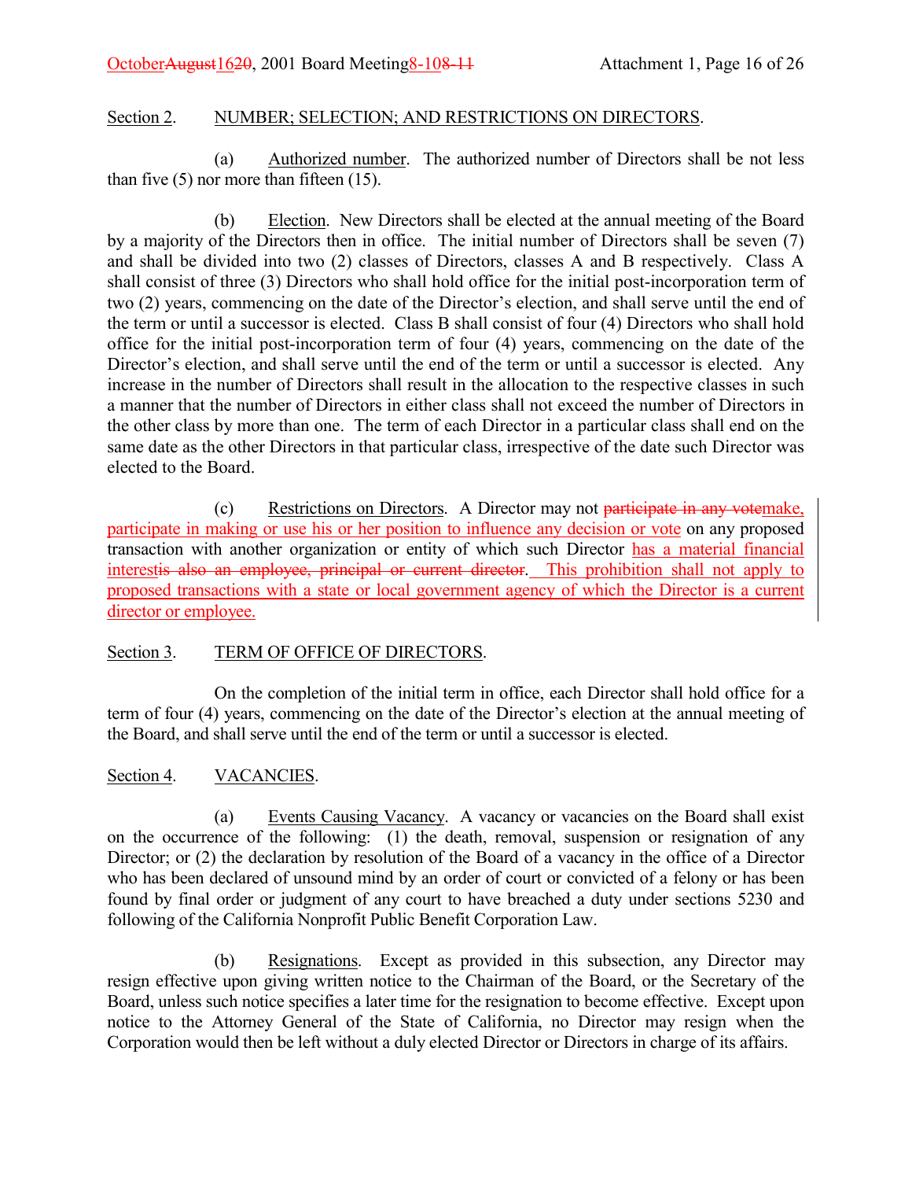Section 2. NUMBER; SELECTION; AND RESTRICTIONS ON DIRECTORS.

(a) Authorized number. The authorized number of Directors shall be not less than five (5) nor more than fifteen (15).

(b) Election. New Directors shall be elected at the annual meeting of the Board by a majority of the Directors then in office. The initial number of Directors shall be seven (7) and shall be divided into two (2) classes of Directors, classes A and B respectively. Class A shall consist of three (3) Directors who shall hold office for the initial post-incorporation term of two (2) years, commencing on the date of the Director's election, and shall serve until the end of the term or until a successor is elected. Class B shall consist of four (4) Directors who shall hold office for the initial post-incorporation term of four (4) years, commencing on the date of the Director's election, and shall serve until the end of the term or until a successor is elected. Any increase in the number of Directors shall result in the allocation to the respective classes in such a manner that the number of Directors in either class shall not exceed the number of Directors in the other class by more than one. The term of each Director in a particular class shall end on the same date as the other Directors in that particular class, irrespective of the date such Director was elected to the Board.

(c) Restrictions on Directors. A Director may not ~~participate in any vote~~make, participate in making or use his or her position to influence any decision or vote on any proposed transaction with another organization or entity of which such Director has a material financial interest~~is also an employee, principal or current director~~. This prohibition shall not apply to proposed transactions with a state or local government agency of which the Director is a current director or employee.

Section 3. TERM OF OFFICE OF DIRECTORS.

On the completion of the initial term in office, each Director shall hold office for a term of four (4) years, commencing on the date of the Director's election at the annual meeting of the Board, and shall serve until the end of the term or until a successor is elected.

Section 4. VACANCIES.

(a) Events Causing Vacancy. A vacancy or vacancies on the Board shall exist on the occurrence of the following: (1) the death, removal, suspension or resignation of any Director; or (2) the declaration by resolution of the Board of a vacancy in the office of a Director who has been declared of unsound mind by an order of court or convicted of a felony or has been found by final order or judgment of any court to have breached a duty under sections 5230 and following of the California Nonprofit Public Benefit Corporation Law.

(b) Resignations. Except as provided in this subsection, any Director may resign effective upon giving written notice to the Chairman of the Board, or the Secretary of the Board, unless such notice specifies a later time for the resignation to become effective. Except upon notice to the Attorney General of the State of California, no Director may resign when the Corporation would then be left without a duly elected Director or Directors in charge of its affairs.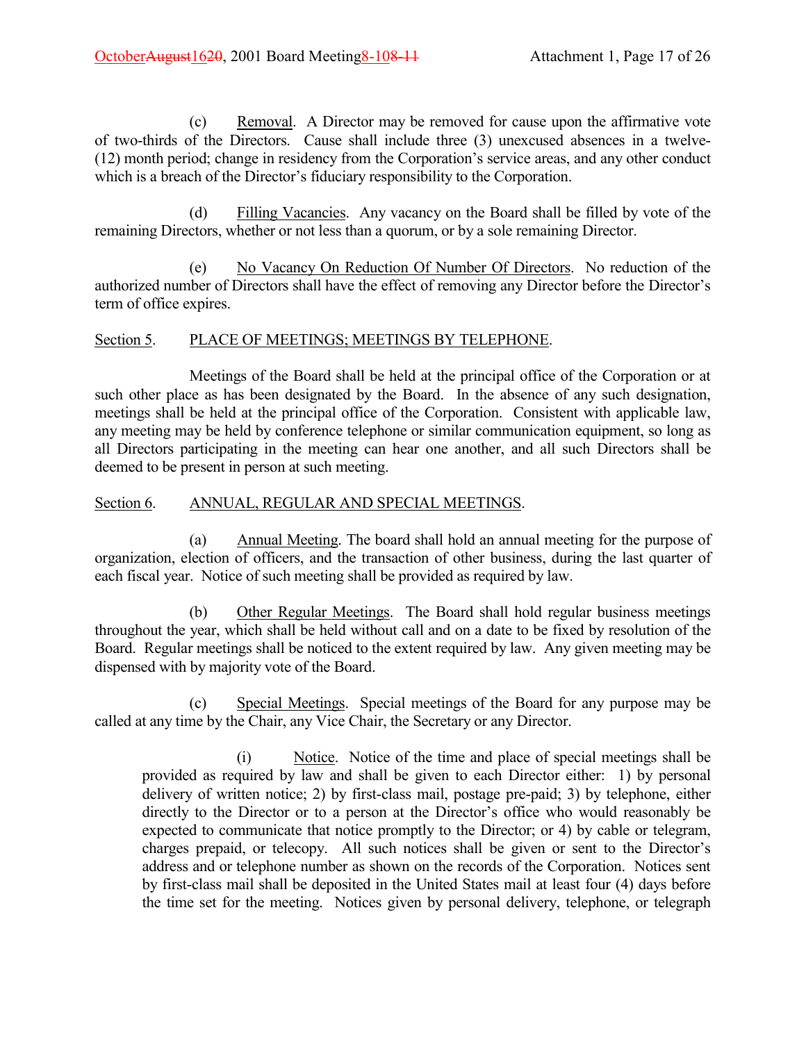(c) Removal. A Director may be removed for cause upon the affirmative vote of two-thirds of the Directors. Cause shall include three (3) unexcused absences in a twelve-(12) month period; change in residency from the Corporation's service areas, and any other conduct which is a breach of the Director's fiduciary responsibility to the Corporation.

(d) Filling Vacancies. Any vacancy on the Board shall be filled by vote of the remaining Directors, whether or not less than a quorum, or by a sole remaining Director.

(e) No Vacancy On Reduction Of Number Of Directors. No reduction of the authorized number of Directors shall have the effect of removing any Director before the Director's term of office expires.

## Section 5. PLACE OF MEETINGS; MEETINGS BY TELEPHONE.

Meetings of the Board shall be held at the principal office of the Corporation or at such other place as has been designated by the Board. In the absence of any such designation, meetings shall be held at the principal office of the Corporation. Consistent with applicable law, any meeting may be held by conference telephone or similar communication equipment, so long as all Directors participating in the meeting can hear one another, and all such Directors shall be deemed to be present in person at such meeting.

## Section 6. ANNUAL, REGULAR AND SPECIAL MEETINGS.

(a) Annual Meeting. The board shall hold an annual meeting for the purpose of organization, election of officers, and the transaction of other business, during the last quarter of each fiscal year. Notice of such meeting shall be provided as required by law.

(b) Other Regular Meetings. The Board shall hold regular business meetings throughout the year, which shall be held without call and on a date to be fixed by resolution of the Board. Regular meetings shall be noticed to the extent required by law. Any given meeting may be dispensed with by majority vote of the Board.

(c) Special Meetings. Special meetings of the Board for any purpose may be called at any time by the Chair, any Vice Chair, the Secretary or any Director.

> (i) Notice. Notice of the time and place of special meetings shall be provided as required by law and shall be given to each Director either: 1) by personal delivery of written notice; 2) by first-class mail, postage pre-paid; 3) by telephone, either directly to the Director or to a person at the Director's office who would reasonably be expected to communicate that notice promptly to the Director; or 4) by cable or telegram, charges prepaid, or telecopy. All such notices shall be given or sent to the Director's address and or telephone number as shown on the records of the Corporation. Notices sent by first-class mail shall be deposited in the United States mail at least four (4) days before the time set for the meeting. Notices given by personal delivery, telephone, or telegraph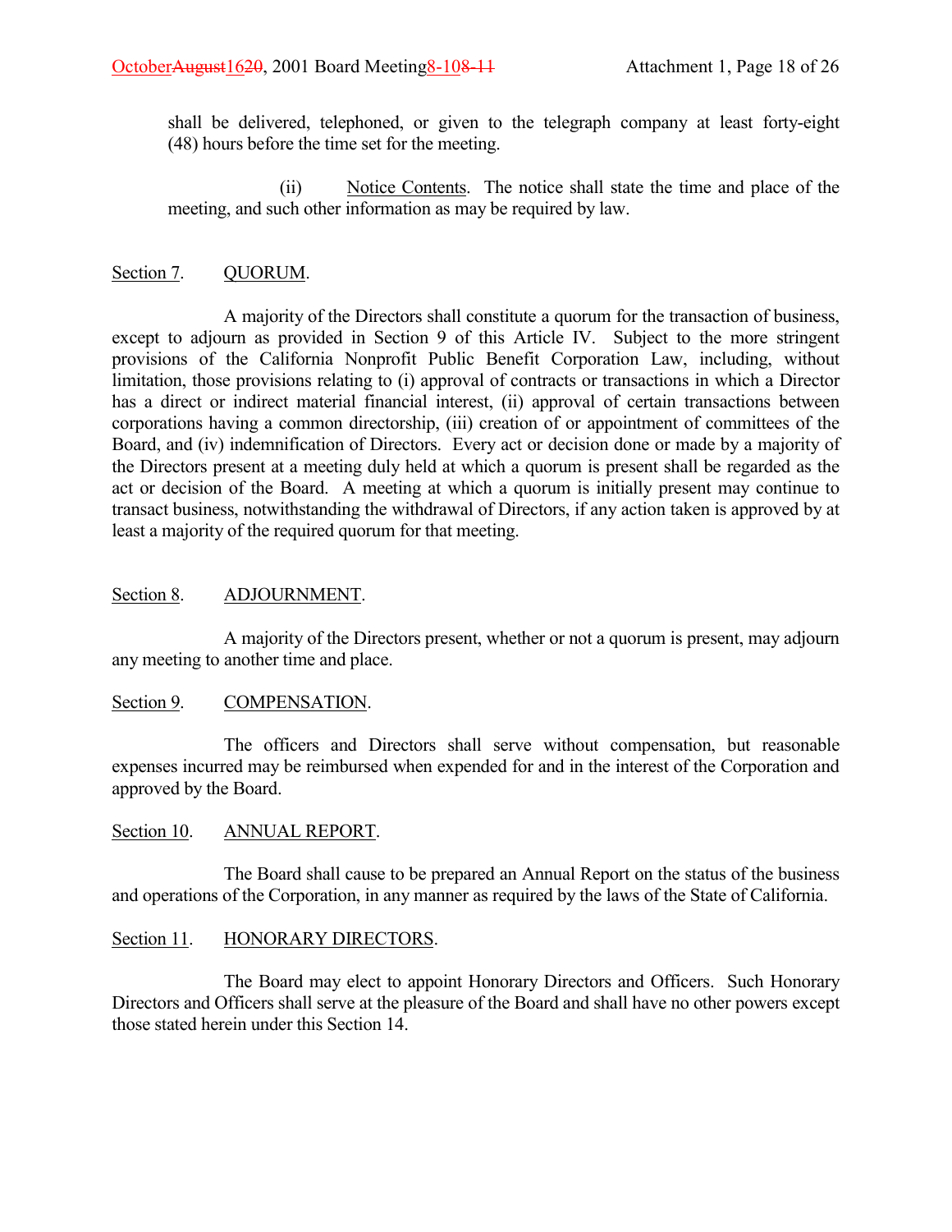shall be delivered, telephoned, or given to the telegraph company at least forty-eight (48) hours before the time set for the meeting.

(ii) Notice Contents. The notice shall state the time and place of the meeting, and such other information as may be required by law.

## Section 7. QUORUM.

A majority of the Directors shall constitute a quorum for the transaction of business, except to adjourn as provided in Section 9 of this Article IV. Subject to the more stringent provisions of the California Nonprofit Public Benefit Corporation Law, including, without limitation, those provisions relating to (i) approval of contracts or transactions in which a Director has a direct or indirect material financial interest, (ii) approval of certain transactions between corporations having a common directorship, (iii) creation of or appointment of committees of the Board, and (iv) indemnification of Directors. Every act or decision done or made by a majority of the Directors present at a meeting duly held at which a quorum is present shall be regarded as the act or decision of the Board. A meeting at which a quorum is initially present may continue to transact business, notwithstanding the withdrawal of Directors, if any action taken is approved by at least a majority of the required quorum for that meeting.

## Section 8. ADJOURNMENT.

A majority of the Directors present, whether or not a quorum is present, may adjourn any meeting to another time and place.

## Section 9. COMPENSATION.

The officers and Directors shall serve without compensation, but reasonable expenses incurred may be reimbursed when expended for and in the interest of the Corporation and approved by the Board.

## Section 10. ANNUAL REPORT.

The Board shall cause to be prepared an Annual Report on the status of the business and operations of the Corporation, in any manner as required by the laws of the State of California.

## Section 11. HONORARY DIRECTORS.

The Board may elect to appoint Honorary Directors and Officers. Such Honorary Directors and Officers shall serve at the pleasure of the Board and shall have no other powers except those stated herein under this Section 14.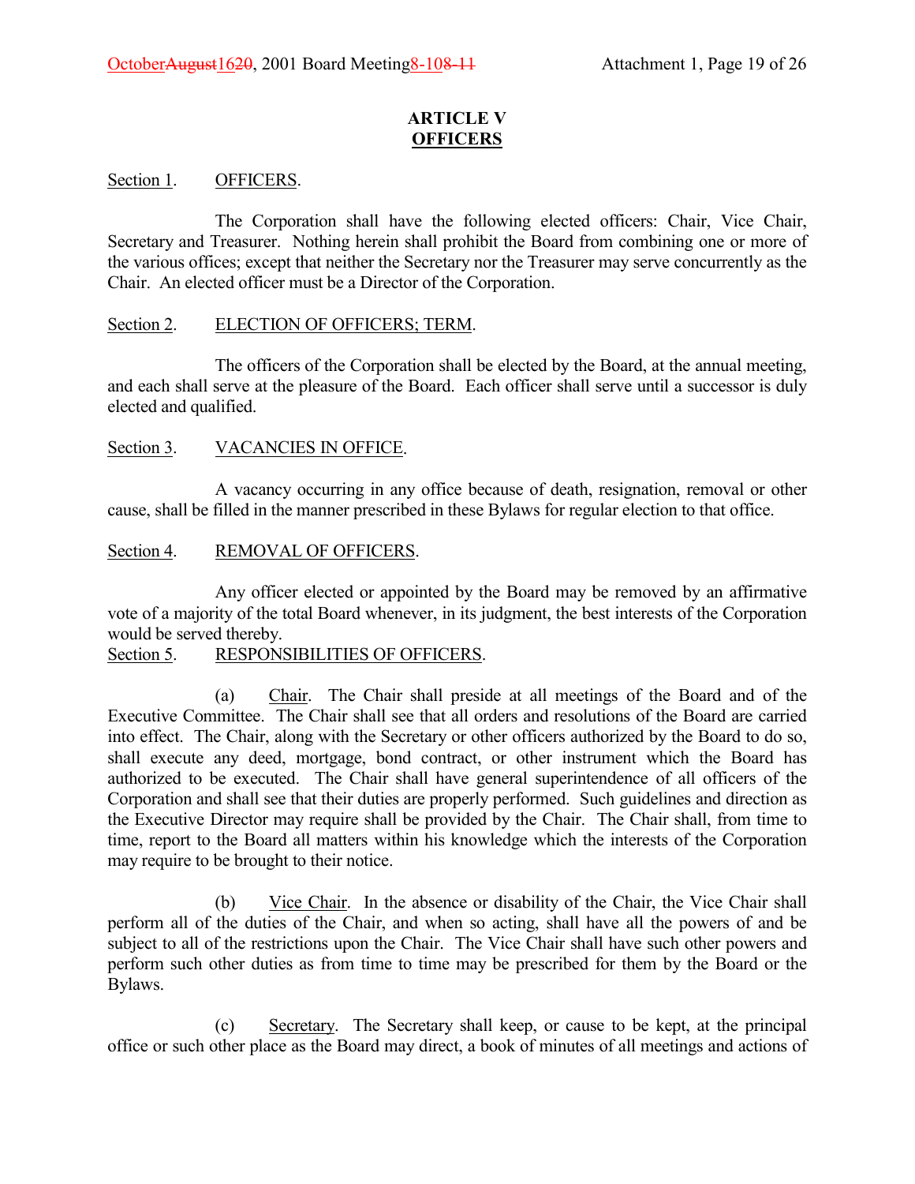## ARTICLE V
## OFFICERS

Section 1. OFFICERS.

The Corporation shall have the following elected officers: Chair, Vice Chair, Secretary and Treasurer. Nothing herein shall prohibit the Board from combining one or more of the various offices; except that neither the Secretary nor the Treasurer may serve concurrently as the Chair. An elected officer must be a Director of the Corporation.

Section 2. ELECTION OF OFFICERS; TERM.

The officers of the Corporation shall be elected by the Board, at the annual meeting, and each shall serve at the pleasure of the Board. Each officer shall serve until a successor is duly elected and qualified.

Section 3. VACANCIES IN OFFICE.

A vacancy occurring in any office because of death, resignation, removal or other cause, shall be filled in the manner prescribed in these Bylaws for regular election to that office.

Section 4. REMOVAL OF OFFICERS.

Any officer elected or appointed by the Board may be removed by an affirmative vote of a majority of the total Board whenever, in its judgment, the best interests of the Corporation would be served thereby.

Section 5. RESPONSIBILITIES OF OFFICERS.

(a) Chair. The Chair shall preside at all meetings of the Board and of the Executive Committee. The Chair shall see that all orders and resolutions of the Board are carried into effect. The Chair, along with the Secretary or other officers authorized by the Board to do so, shall execute any deed, mortgage, bond contract, or other instrument which the Board has authorized to be executed. The Chair shall have general superintendence of all officers of the Corporation and shall see that their duties are properly performed. Such guidelines and direction as the Executive Director may require shall be provided by the Chair. The Chair shall, from time to time, report to the Board all matters within his knowledge which the interests of the Corporation may require to be brought to their notice.

(b) Vice Chair. In the absence or disability of the Chair, the Vice Chair shall perform all of the duties of the Chair, and when so acting, shall have all the powers of and be subject to all of the restrictions upon the Chair. The Vice Chair shall have such other powers and perform such other duties as from time to time may be prescribed for them by the Board or the Bylaws.

(c) Secretary. The Secretary shall keep, or cause to be kept, at the principal office or such other place as the Board may direct, a book of minutes of all meetings and actions of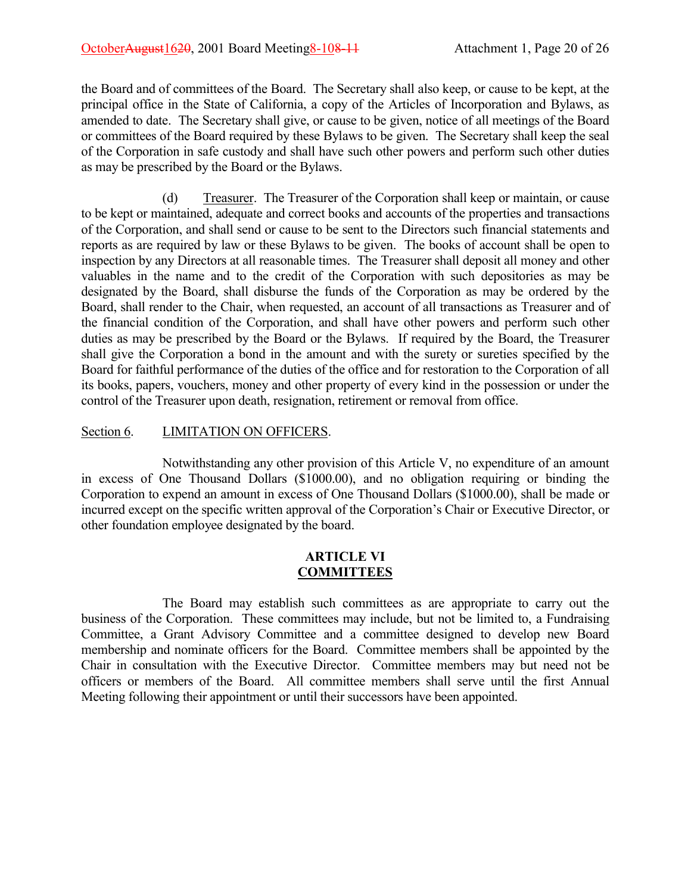the Board and of committees of the Board. The Secretary shall also keep, or cause to be kept, at the principal office in the State of California, a copy of the Articles of Incorporation and Bylaws, as amended to date. The Secretary shall give, or cause to be given, notice of all meetings of the Board or committees of the Board required by these Bylaws to be given. The Secretary shall keep the seal of the Corporation in safe custody and shall have such other powers and perform such other duties as may be prescribed by the Board or the Bylaws.

(d) Treasurer. The Treasurer of the Corporation shall keep or maintain, or cause to be kept or maintained, adequate and correct books and accounts of the properties and transactions of the Corporation, and shall send or cause to be sent to the Directors such financial statements and reports as are required by law or these Bylaws to be given. The books of account shall be open to inspection by any Directors at all reasonable times. The Treasurer shall deposit all money and other valuables in the name and to the credit of the Corporation with such depositories as may be designated by the Board, shall disburse the funds of the Corporation as may be ordered by the Board, shall render to the Chair, when requested, an account of all transactions as Treasurer and of the financial condition of the Corporation, and shall have other powers and perform such other duties as may be prescribed by the Board or the Bylaws. If required by the Board, the Treasurer shall give the Corporation a bond in the amount and with the surety or sureties specified by the Board for faithful performance of the duties of the office and for restoration to the Corporation of all its books, papers, vouchers, money and other property of every kind in the possession or under the control of the Treasurer upon death, resignation, retirement or removal from office.

Section 6. LIMITATION ON OFFICERS.

Notwithstanding any other provision of this Article V, no expenditure of an amount in excess of One Thousand Dollars ($1000.00), and no obligation requiring or binding the Corporation to expend an amount in excess of One Thousand Dollars ($1000.00), shall be made or incurred except on the specific written approval of the Corporation's Chair or Executive Director, or other foundation employee designated by the board.

## ARTICLE VI
## COMMITTEES

The Board may establish such committees as are appropriate to carry out the business of the Corporation. These committees may include, but not be limited to, a Fundraising Committee, a Grant Advisory Committee and a committee designed to develop new Board membership and nominate officers for the Board. Committee members shall be appointed by the Chair in consultation with the Executive Director. Committee members may but need not be officers or members of the Board. All committee members shall serve until the first Annual Meeting following their appointment or until their successors have been appointed.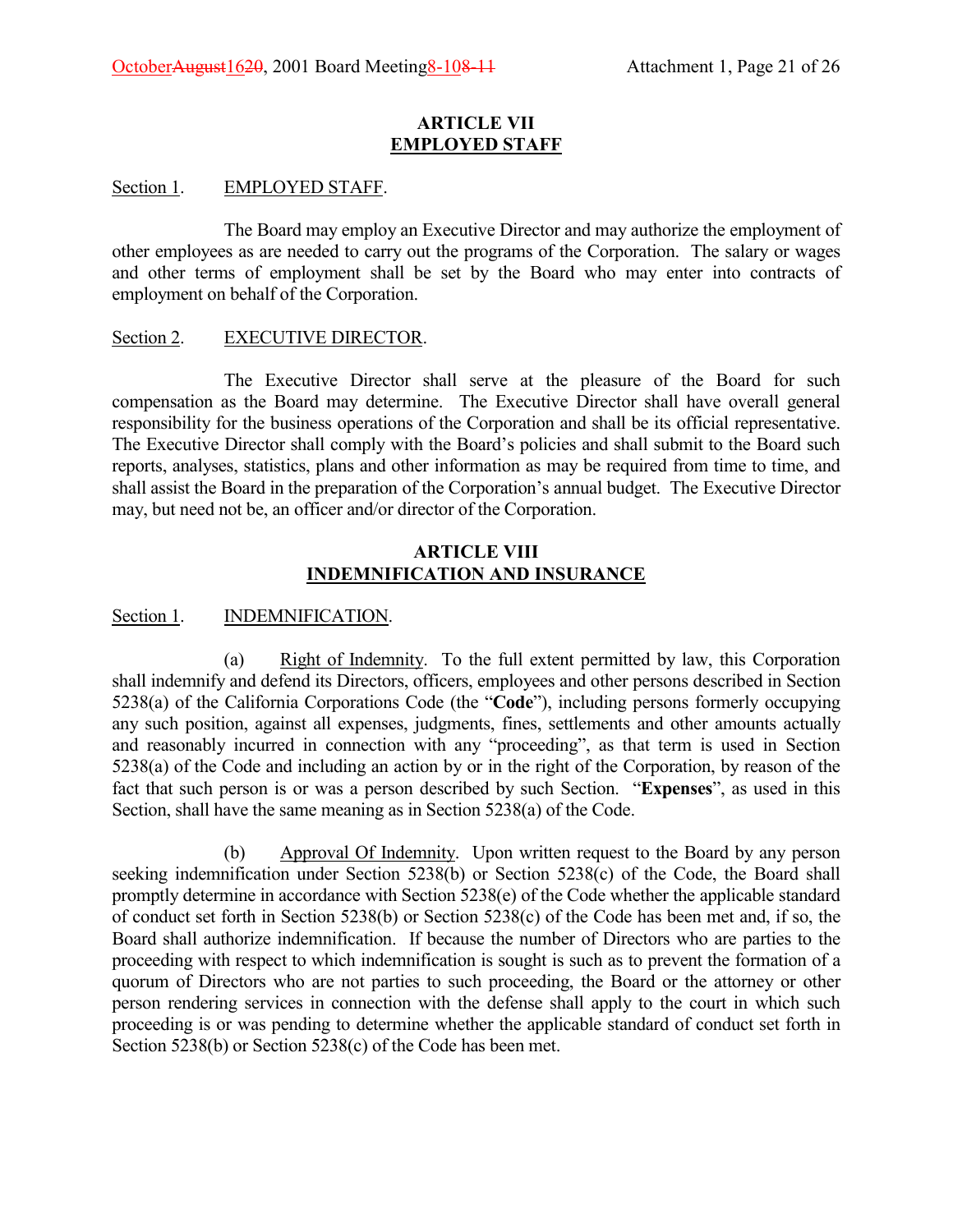## ARTICLE VII
## EMPLOYED STAFF

Section 1. EMPLOYED STAFF.

The Board may employ an Executive Director and may authorize the employment of other employees as are needed to carry out the programs of the Corporation. The salary or wages and other terms of employment shall be set by the Board who may enter into contracts of employment on behalf of the Corporation.

Section 2. EXECUTIVE DIRECTOR.

The Executive Director shall serve at the pleasure of the Board for such compensation as the Board may determine. The Executive Director shall have overall general responsibility for the business operations of the Corporation and shall be its official representative. The Executive Director shall comply with the Board's policies and shall submit to the Board such reports, analyses, statistics, plans and other information as may be required from time to time, and shall assist the Board in the preparation of the Corporation's annual budget. The Executive Director may, but need not be, an officer and/or director of the Corporation.

## ARTICLE VIII
## INDEMNIFICATION AND INSURANCE

Section 1. INDEMNIFICATION.

(a) Right of Indemnity. To the full extent permitted by law, this Corporation shall indemnify and defend its Directors, officers, employees and other persons described in Section 5238(a) of the California Corporations Code (the "**Code**"), including persons formerly occupying any such position, against all expenses, judgments, fines, settlements and other amounts actually and reasonably incurred in connection with any "proceeding", as that term is used in Section 5238(a) of the Code and including an action by or in the right of the Corporation, by reason of the fact that such person is or was a person described by such Section. "**Expenses**", as used in this Section, shall have the same meaning as in Section 5238(a) of the Code.

(b) Approval Of Indemnity. Upon written request to the Board by any person seeking indemnification under Section 5238(b) or Section 5238(c) of the Code, the Board shall promptly determine in accordance with Section 5238(e) of the Code whether the applicable standard of conduct set forth in Section 5238(b) or Section 5238(c) of the Code has been met and, if so, the Board shall authorize indemnification. If because the number of Directors who are parties to the proceeding with respect to which indemnification is sought is such as to prevent the formation of a quorum of Directors who are not parties to such proceeding, the Board or the attorney or other person rendering services in connection with the defense shall apply to the court in which such proceeding is or was pending to determine whether the applicable standard of conduct set forth in Section 5238(b) or Section 5238(c) of the Code has been met.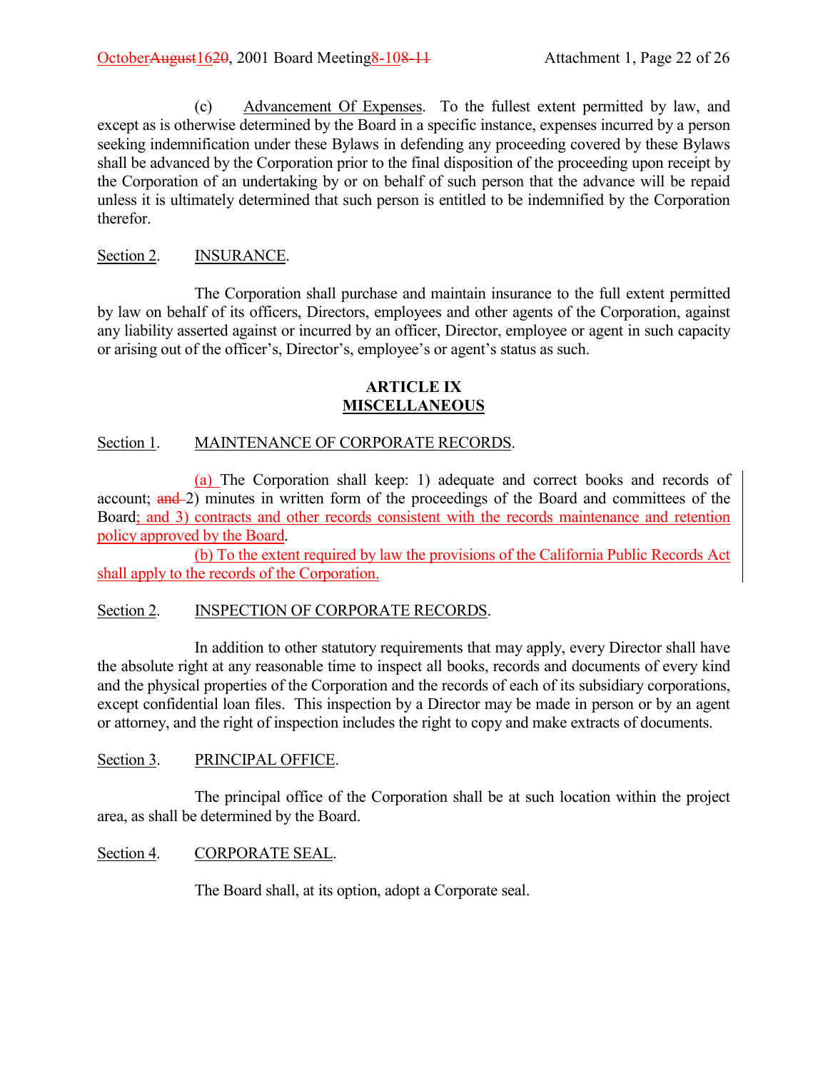(c) Advancement Of Expenses. To the fullest extent permitted by law, and except as is otherwise determined by the Board in a specific instance, expenses incurred by a person seeking indemnification under these Bylaws in defending any proceeding covered by these Bylaws shall be advanced by the Corporation prior to the final disposition of the proceeding upon receipt by the Corporation of an undertaking by or on behalf of such person that the advance will be repaid unless it is ultimately determined that such person is entitled to be indemnified by the Corporation therefor.

Section 2. INSURANCE.

The Corporation shall purchase and maintain insurance to the full extent permitted by law on behalf of its officers, Directors, employees and other agents of the Corporation, against any liability asserted against or incurred by an officer, Director, employee or agent in such capacity or arising out of the officer's, Director's, employee's or agent's status as such.

## ARTICLE IX
## MISCELLANEOUS

Section 1. MAINTENANCE OF CORPORATE RECORDS.

(a) The Corporation shall keep: 1) adequate and correct books and records of account; ~~and~~ 2) minutes in written form of the proceedings of the Board and committees of the Board; and 3) contracts and other records consistent with the records maintenance and retention policy approved by the Board.

(b) To the extent required by law the provisions of the California Public Records Act shall apply to the records of the Corporation.

Section 2. INSPECTION OF CORPORATE RECORDS.

In addition to other statutory requirements that may apply, every Director shall have the absolute right at any reasonable time to inspect all books, records and documents of every kind and the physical properties of the Corporation and the records of each of its subsidiary corporations, except confidential loan files. This inspection by a Director may be made in person or by an agent or attorney, and the right of inspection includes the right to copy and make extracts of documents.

Section 3. PRINCIPAL OFFICE.

The principal office of the Corporation shall be at such location within the project area, as shall be determined by the Board.

Section 4. CORPORATE SEAL.

The Board shall, at its option, adopt a Corporate seal.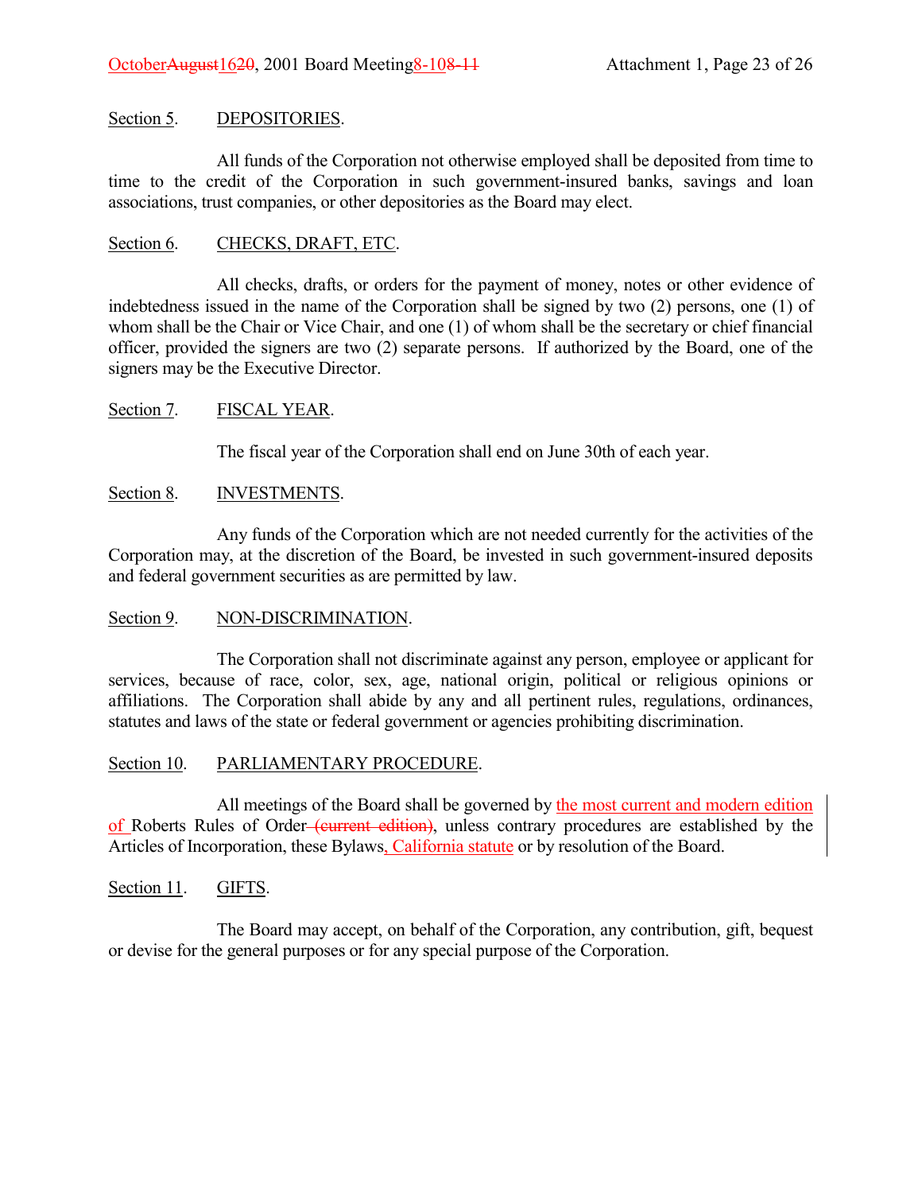Section 5. DEPOSITORIES.

All funds of the Corporation not otherwise employed shall be deposited from time to time to the credit of the Corporation in such government-insured banks, savings and loan associations, trust companies, or other depositories as the Board may elect.

Section 6. CHECKS, DRAFT, ETC.

All checks, drafts, or orders for the payment of money, notes or other evidence of indebtedness issued in the name of the Corporation shall be signed by two (2) persons, one (1) of whom shall be the Chair or Vice Chair, and one (1) of whom shall be the secretary or chief financial officer, provided the signers are two (2) separate persons. If authorized by the Board, one of the signers may be the Executive Director.

Section 7. FISCAL YEAR.

The fiscal year of the Corporation shall end on June 30th of each year.

Section 8. INVESTMENTS.

Any funds of the Corporation which are not needed currently for the activities of the Corporation may, at the discretion of the Board, be invested in such government-insured deposits and federal government securities as are permitted by law.

Section 9. NON-DISCRIMINATION.

The Corporation shall not discriminate against any person, employee or applicant for services, because of race, color, sex, age, national origin, political or religious opinions or affiliations. The Corporation shall abide by any and all pertinent rules, regulations, ordinances, statutes and laws of the state or federal government or agencies prohibiting discrimination.

Section 10. PARLIAMENTARY PROCEDURE.

All meetings of the Board shall be governed by the most current and modern edition of Roberts Rules of Order ~~(current edition)~~, unless contrary procedures are established by the Articles of Incorporation, these Bylaws, California statute or by resolution of the Board.

Section 11. GIFTS.

The Board may accept, on behalf of the Corporation, any contribution, gift, bequest or devise for the general purposes or for any special purpose of the Corporation.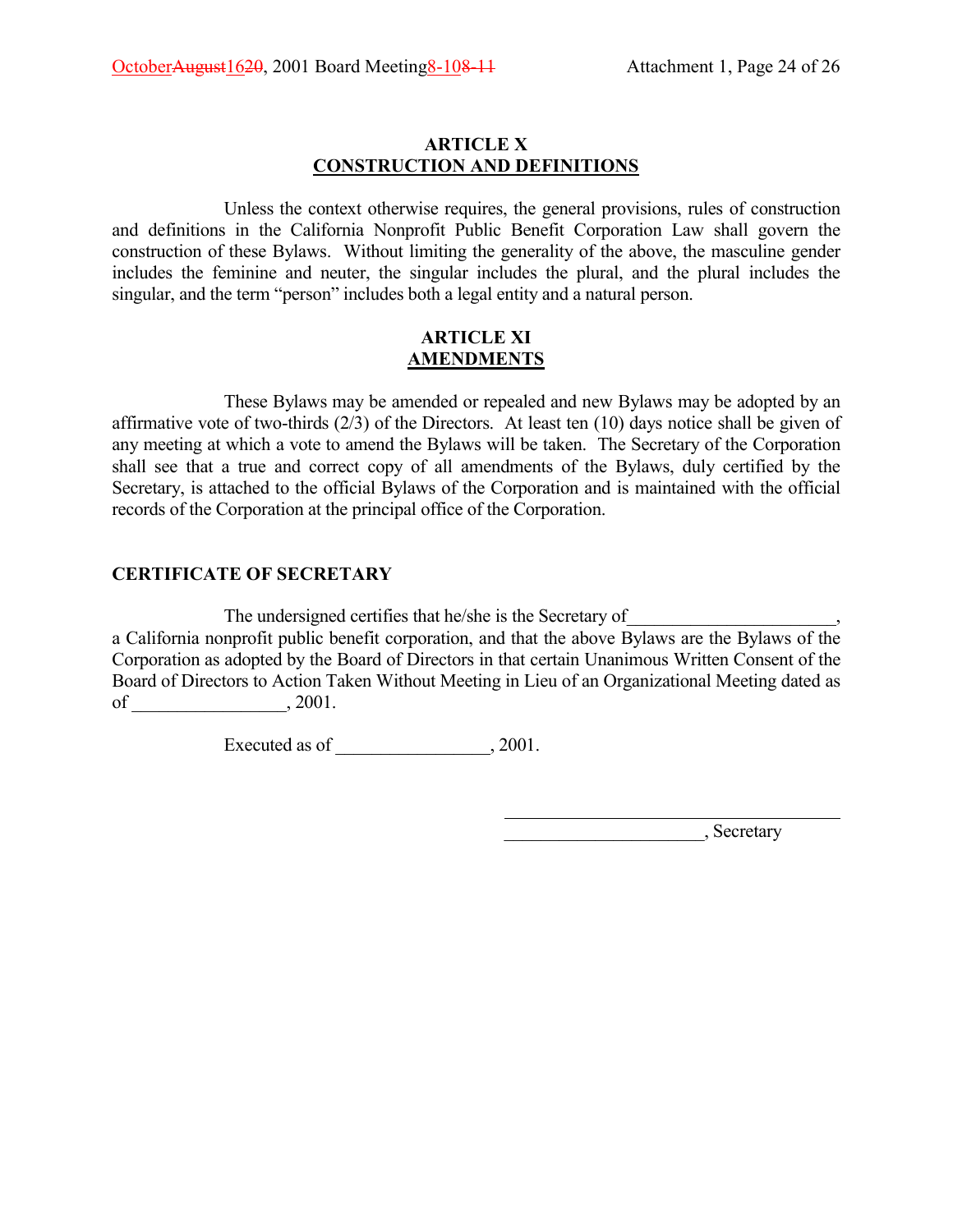## ARTICLE X
## CONSTRUCTION AND DEFINITIONS

Unless the context otherwise requires, the general provisions, rules of construction and definitions in the California Nonprofit Public Benefit Corporation Law shall govern the construction of these Bylaws. Without limiting the generality of the above, the masculine gender includes the feminine and neuter, the singular includes the plural, and the plural includes the singular, and the term "person" includes both a legal entity and a natural person.

## ARTICLE XI
## AMENDMENTS

These Bylaws may be amended or repealed and new Bylaws may be adopted by an affirmative vote of two-thirds (2/3) of the Directors. At least ten (10) days notice shall be given of any meeting at which a vote to amend the Bylaws will be taken. The Secretary of the Corporation shall see that a true and correct copy of all amendments of the Bylaws, duly certified by the Secretary, is attached to the official Bylaws of the Corporation and is maintained with the official records of the Corporation at the principal office of the Corporation.

**CERTIFICATE OF SECRETARY**

The undersigned certifies that he/she is the Secretary of______________________, a California nonprofit public benefit corporation, and that the above Bylaws are the Bylaws of the Corporation as adopted by the Board of Directors in that certain Unanimous Written Consent of the Board of Directors to Action Taken Without Meeting in Lieu of an Organizational Meeting dated as of _________________, 2001.

Executed as of _________________, 2001.

_____________________________________

______________________, Secretary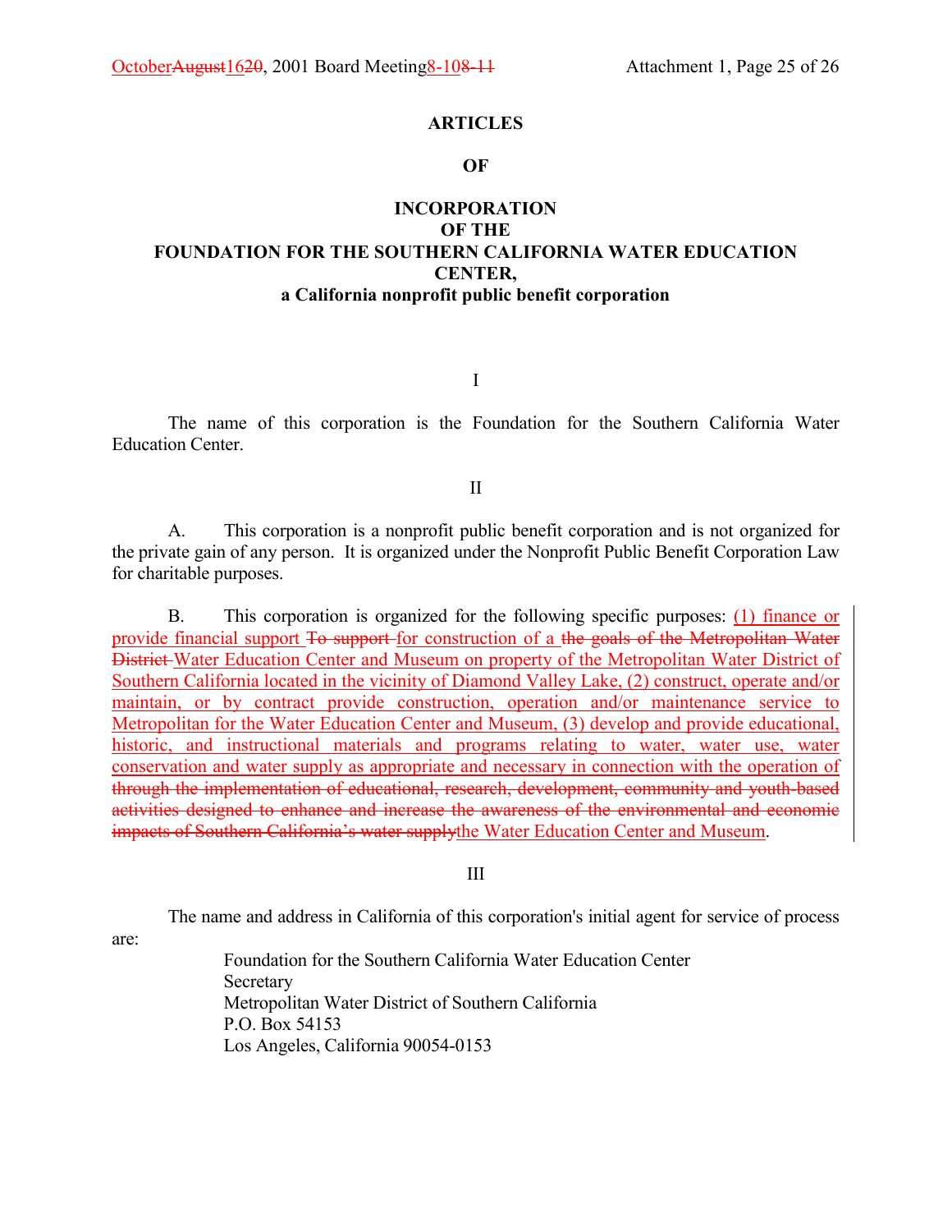**ARTICLES**

**OF**

**INCORPORATION**
**OF THE**
**FOUNDATION FOR THE SOUTHERN CALIFORNIA WATER EDUCATION CENTER,**
**a California nonprofit public benefit corporation**

I

The name of this corporation is the Foundation for the Southern California Water Education Center.

II

A. This corporation is a nonprofit public benefit corporation and is not organized for the private gain of any person. It is organized under the Nonprofit Public Benefit Corporation Law for charitable purposes.

B. This corporation is organized for the following specific purposes: <u>(1) finance or provide financial support</u> ~~To support~~ <u>for construction of a</u> ~~the goals of the Metropolitan Water District~~ <u>Water Education Center and Museum on property of the Metropolitan Water District of Southern California located in the vicinity of Diamond Valley Lake, (2) construct, operate and/or maintain, or by contract provide construction, operation and/or maintenance service to Metropolitan for the Water Education Center and Museum, (3) develop and provide educational, historic, and instructional materials and programs relating to water, water use, water conservation and water supply as appropriate and necessary in connection with the operation of</u> ~~through the implementation of educational, research, development, community and youth-based activities designed to enhance and increase the awareness of the environmental and economic impacts of Southern California's water supply~~<u>the Water Education Center and Museum</u>.

III

The name and address in California of this corporation's initial agent for service of process are:

Foundation for the Southern California Water Education Center
Secretary
Metropolitan Water District of Southern California
P.O. Box 54153
Los Angeles, California 90054-0153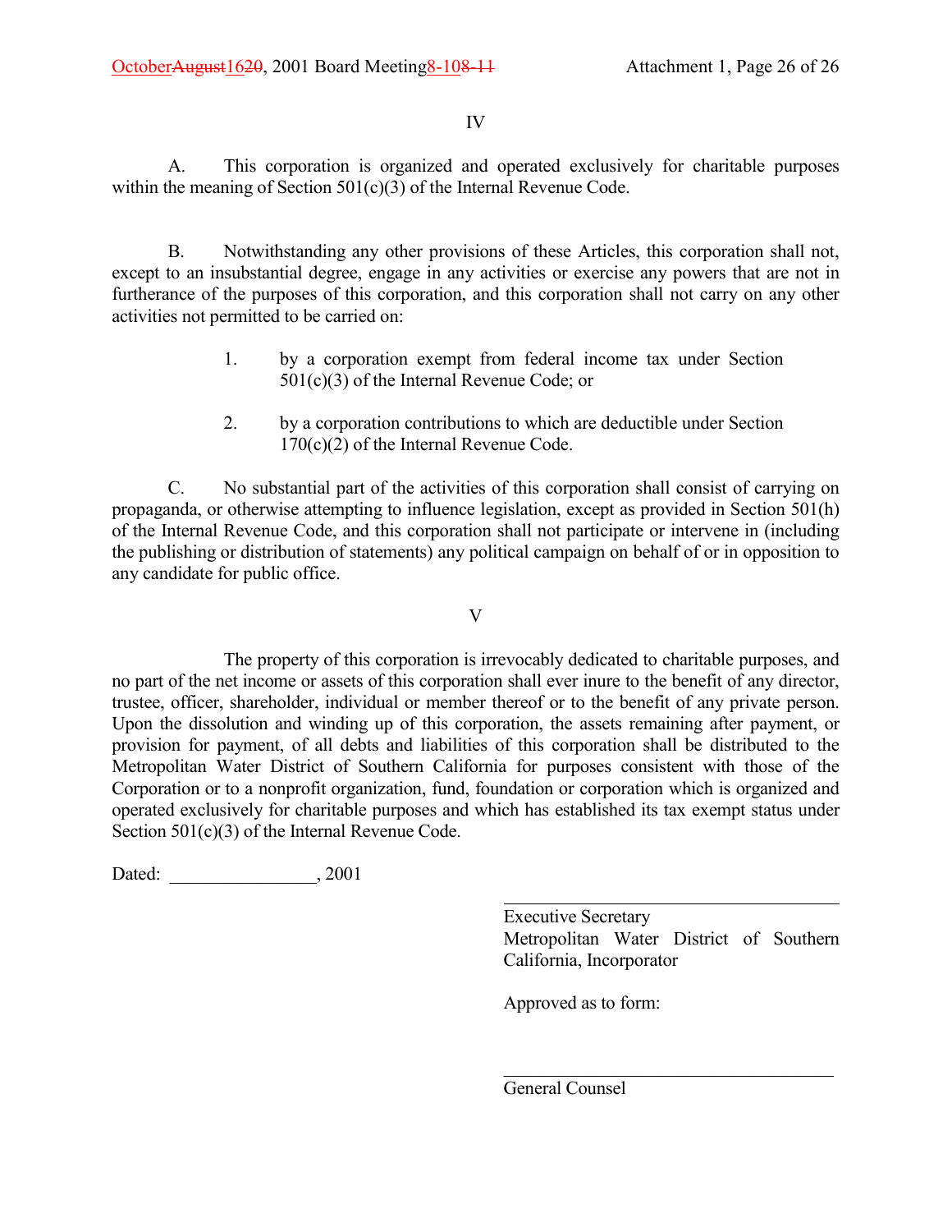IV

A. This corporation is organized and operated exclusively for charitable purposes within the meaning of Section 501(c)(3) of the Internal Revenue Code.

B. Notwithstanding any other provisions of these Articles, this corporation shall not, except to an insubstantial degree, engage in any activities or exercise any powers that are not in furtherance of the purposes of this corporation, and this corporation shall not carry on any other activities not permitted to be carried on:

1. by a corporation exempt from federal income tax under Section 501(c)(3) of the Internal Revenue Code; or

2. by a corporation contributions to which are deductible under Section 170(c)(2) of the Internal Revenue Code.

C. No substantial part of the activities of this corporation shall consist of carrying on propaganda, or otherwise attempting to influence legislation, except as provided in Section 501(h) of the Internal Revenue Code, and this corporation shall not participate or intervene in (including the publishing or distribution of statements) any political campaign on behalf of or in opposition to any candidate for public office.

V

The property of this corporation is irrevocably dedicated to charitable purposes, and no part of the net income or assets of this corporation shall ever inure to the benefit of any director, trustee, officer, shareholder, individual or member thereof or to the benefit of any private person. Upon the dissolution and winding up of this corporation, the assets remaining after payment, or provision for payment, of all debts and liabilities of this corporation shall be distributed to the Metropolitan Water District of Southern California for purposes consistent with those of the Corporation or to a nonprofit organization, fund, foundation or corporation which is organized and operated exclusively for charitable purposes and which has established its tax exempt status under Section 501(c)(3) of the Internal Revenue Code.

Dated: ________________, 2001

______________________________
Executive Secretary
Metropolitan Water District of Southern California, Incorporator

Approved as to form:

______________________________
General Counsel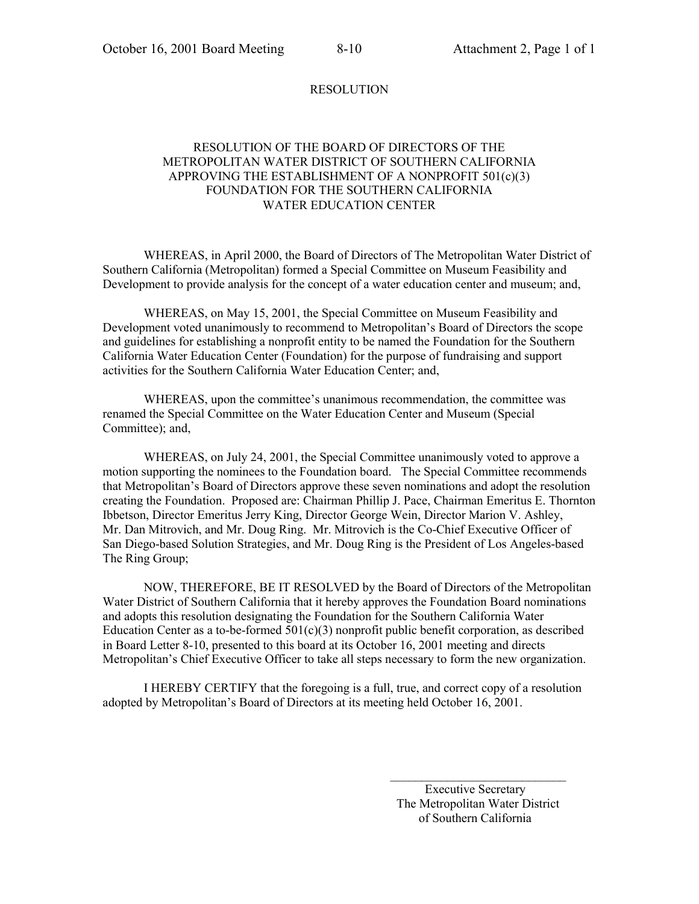# RESOLUTION

## RESOLUTION OF THE BOARD OF DIRECTORS OF THE METROPOLITAN WATER DISTRICT OF SOUTHERN CALIFORNIA APPROVING THE ESTABLISHMENT OF A NONPROFIT 501(c)(3) FOUNDATION FOR THE SOUTHERN CALIFORNIA WATER EDUCATION CENTER

WHEREAS, in April 2000, the Board of Directors of The Metropolitan Water District of Southern California (Metropolitan) formed a Special Committee on Museum Feasibility and Development to provide analysis for the concept of a water education center and museum; and,

WHEREAS, on May 15, 2001, the Special Committee on Museum Feasibility and Development voted unanimously to recommend to Metropolitan's Board of Directors the scope and guidelines for establishing a nonprofit entity to be named the Foundation for the Southern California Water Education Center (Foundation) for the purpose of fundraising and support activities for the Southern California Water Education Center; and,

WHEREAS, upon the committee's unanimous recommendation, the committee was renamed the Special Committee on the Water Education Center and Museum (Special Committee); and,

WHEREAS, on July 24, 2001, the Special Committee unanimously voted to approve a motion supporting the nominees to the Foundation board. The Special Committee recommends that Metropolitan's Board of Directors approve these seven nominations and adopt the resolution creating the Foundation. Proposed are: Chairman Phillip J. Pace, Chairman Emeritus E. Thornton Ibbetson, Director Emeritus Jerry King, Director George Wein, Director Marion V. Ashley, Mr. Dan Mitrovich, and Mr. Doug Ring. Mr. Mitrovich is the Co-Chief Executive Officer of San Diego-based Solution Strategies, and Mr. Doug Ring is the President of Los Angeles-based The Ring Group;

NOW, THEREFORE, BE IT RESOLVED by the Board of Directors of the Metropolitan Water District of Southern California that it hereby approves the Foundation Board nominations and adopts this resolution designating the Foundation for the Southern California Water Education Center as a to-be-formed 501(c)(3) nonprofit public benefit corporation, as described in Board Letter 8-10, presented to this board at its October 16, 2001 meeting and directs Metropolitan's Chief Executive Officer to take all steps necessary to form the new organization.

I HEREBY CERTIFY that the foregoing is a full, true, and correct copy of a resolution adopted by Metropolitan's Board of Directors at its meeting held October 16, 2001.

\_\_\_\_\_\_\_\_\_\_\_\_\_\_\_\_\_\_\_\_\_\_\_\_\_\_\_\_\_\_

Executive Secretary
The Metropolitan Water District
of Southern California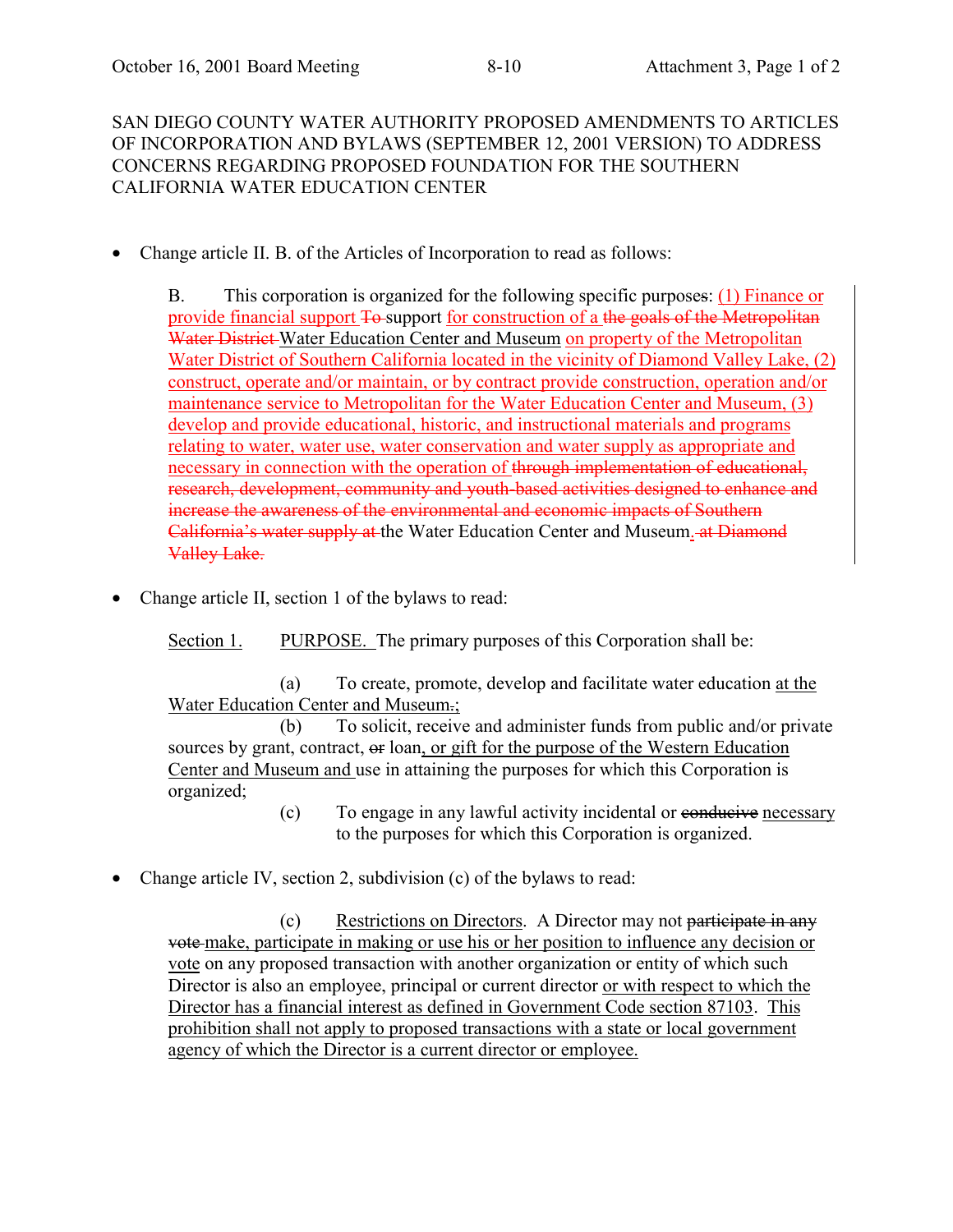SAN DIEGO COUNTY WATER AUTHORITY PROPOSED AMENDMENTS TO ARTICLES OF INCORPORATION AND BYLAWS (SEPTEMBER 12, 2001 VERSION) TO ADDRESS CONCERNS REGARDING PROPOSED FOUNDATION FOR THE SOUTHERN CALIFORNIA WATER EDUCATION CENTER

- Change article II. B. of the Articles of Incorporation to read as follows:

> B. This corporation is organized for the following specific purposes~~:~~ <u>(1) Finance or provide financial support</u> ~~To~~ support <u>for construction of a</u> ~~the goals of the Metropolitan Water District~~ Water Education Center and Museum <u>on property of the Metropolitan Water District of Southern California located in the vicinity of Diamond Valley Lake, (2) construct, operate and/or maintain, or by contract provide construction, operation and/or maintenance service to Metropolitan for the Water Education Center and Museum, (3) develop and provide educational, historic, and instructional materials and programs relating to water, water use, water conservation and water supply as appropriate and necessary in connection with the operation of</u> ~~through implementation of educational, research, development, community and youth-based activities designed to enhance and increase the awareness of the environmental and economic impacts of Southern California's water supply at~~ the Water Education Center and Museum<u>.</u> ~~at Diamond Valley Lake.~~

- Change article II, section 1 of the bylaws to read:

> <u>Section 1.</u> <u>PURPOSE.</u> The primary purposes of this Corporation shall be:
>
> (a) To create, promote, develop and facilitate water education <u>at the Water Education Center and Museum</u>~~.~~<u>;</u>
>
> (b) To solicit, receive and administer funds from public and/or private sources by grant, contract, ~~or~~ loan<u>, or gift for the purpose of the Western Education Center and Museum and</u> use in attaining the purposes for which this Corporation is organized;
>
> (c) To engage in any lawful activity incidental or ~~conducive~~ <u>necessary</u> to the purposes for which this Corporation is organized.

- Change article IV, section 2, subdivision (c) of the bylaws to read:

> (c) <u>Restrictions on Directors</u>. A Director may not ~~participate in any vote~~ <u>make, participate in making or use his or her position to influence any decision or vote</u> on any proposed transaction with another organization or entity of which such Director is also an employee, principal or current director <u>or with respect to which the Director has a financial interest as defined in Government Code section 87103</u>. <u>This prohibition shall not apply to proposed transactions with a state or local government agency of which the Director is a current director or employee.</u>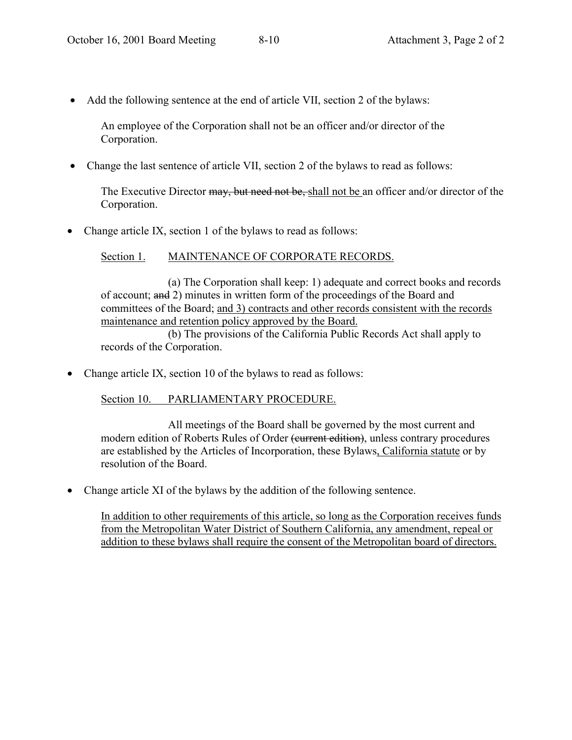- Add the following sentence at the end of article VII, section 2 of the bylaws:

  An employee of the Corporation shall not be an officer and/or director of the Corporation.

- Change the last sentence of article VII, section 2 of the bylaws to read as follows:

  The Executive Director ~~may, but need not be,~~ <u>shall not be</u> an officer and/or director of the Corporation.

- Change article IX, section 1 of the bylaws to read as follows:

  <u>Section 1.</u> <u>MAINTENANCE OF CORPORATE RECORDS.</u>

  (a) The Corporation shall keep: 1) adequate and correct books and records of account; ~~and~~ 2) minutes in written form of the proceedings of the Board and committees of the Board; <u>and 3) contracts and other records consistent with the records maintenance and retention policy approved by the Board.</u>

  (b) The provisions of the California Public Records Act shall apply to records of the Corporation.

- Change article IX, section 10 of the bylaws to read as follows:

  <u>Section 10.</u> <u>PARLIAMENTARY PROCEDURE.</u>

  All meetings of the Board shall be governed by the most current and modern edition of Roberts Rules of Order ~~(current edition)~~, unless contrary procedures are established by the Articles of Incorporation, these Bylaws<u>, California statute</u> or by resolution of the Board.

- Change article XI of the bylaws by the addition of the following sentence.

  <u>In addition to other requirements of this article, so long as the Corporation receives funds from the Metropolitan Water District of Southern California, any amendment, repeal or addition to these bylaws shall require the consent of the Metropolitan board of directors.</u>